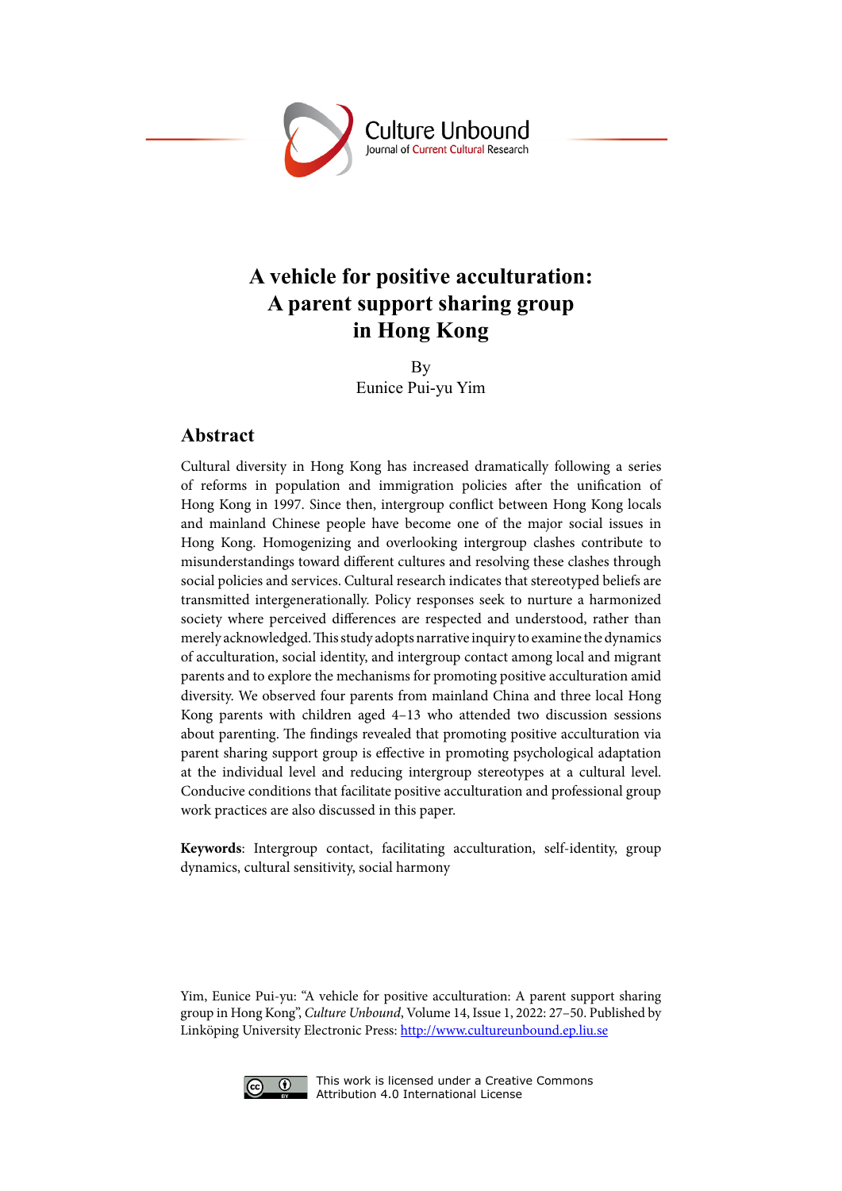# A vehicle for positive acculturation: A parent support sharing group in Hong Kong

By
Eunice Pui-yu Yim

## Abstract

Cultural diversity in Hong Kong has increased dramatically following a series of reforms in population and immigration policies after the unification of Hong Kong in 1997. Since then, intergroup conflict between Hong Kong locals and mainland Chinese people have become one of the major social issues in Hong Kong. Homogenizing and overlooking intergroup clashes contribute to misunderstandings toward different cultures and resolving these clashes through social policies and services. Cultural research indicates that stereotyped beliefs are transmitted intergenerationally. Policy responses seek to nurture a harmonized society where perceived differences are respected and understood, rather than merely acknowledged. This study adopts narrative inquiry to examine the dynamics of acculturation, social identity, and intergroup contact among local and migrant parents and to explore the mechanisms for promoting positive acculturation amid diversity. We observed four parents from mainland China and three local Hong Kong parents with children aged 4–13 who attended two discussion sessions about parenting. The findings revealed that promoting positive acculturation via parent sharing support group is effective in promoting psychological adaptation at the individual level and reducing intergroup stereotypes at a cultural level. Conducive conditions that facilitate positive acculturation and professional group work practices are also discussed in this paper.

**Keywords**: Intergroup contact, facilitating acculturation, self-identity, group dynamics, cultural sensitivity, social harmony

Yim, Eunice Pui-yu: "A vehicle for positive acculturation: A parent support sharing group in Hong Kong", *Culture Unbound*, Volume 14, Issue 1, 2022: 27–50. Published by Linköping University Electronic Press: http://www.cultureunbound.ep.liu.se

This work is licensed under a Creative Commons Attribution 4.0 International License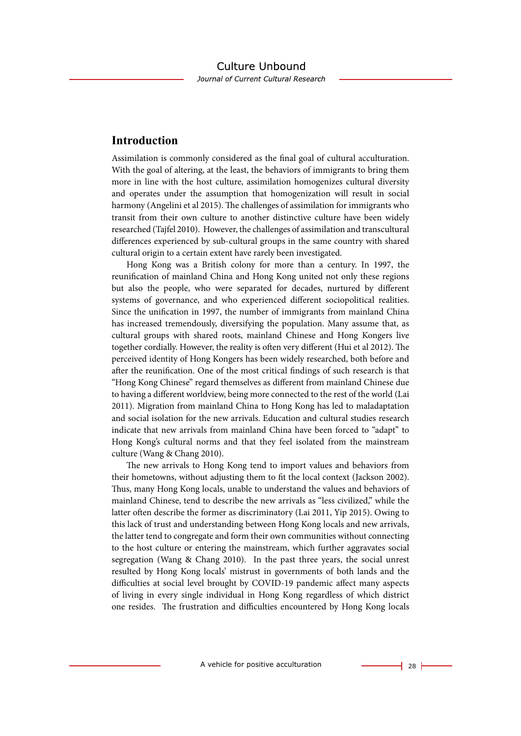## Introduction

Assimilation is commonly considered as the final goal of cultural acculturation. With the goal of altering, at the least, the behaviors of immigrants to bring them more in line with the host culture, assimilation homogenizes cultural diversity and operates under the assumption that homogenization will result in social harmony (Angelini et al 2015). The challenges of assimilation for immigrants who transit from their own culture to another distinctive culture have been widely researched (Tajfel 2010). However, the challenges of assimilation and transcultural differences experienced by sub-cultural groups in the same country with shared cultural origin to a certain extent have rarely been investigated.

Hong Kong was a British colony for more than a century. In 1997, the reunification of mainland China and Hong Kong united not only these regions but also the people, who were separated for decades, nurtured by different systems of governance, and who experienced different sociopolitical realities. Since the unification in 1997, the number of immigrants from mainland China has increased tremendously, diversifying the population. Many assume that, as cultural groups with shared roots, mainland Chinese and Hong Kongers live together cordially. However, the reality is often very different (Hui et al 2012). The perceived identity of Hong Kongers has been widely researched, both before and after the reunification. One of the most critical findings of such research is that "Hong Kong Chinese" regard themselves as different from mainland Chinese due to having a different worldview, being more connected to the rest of the world (Lai 2011). Migration from mainland China to Hong Kong has led to maladaptation and social isolation for the new arrivals. Education and cultural studies research indicate that new arrivals from mainland China have been forced to "adapt" to Hong Kong's cultural norms and that they feel isolated from the mainstream culture (Wang & Chang 2010).

The new arrivals to Hong Kong tend to import values and behaviors from their hometowns, without adjusting them to fit the local context (Jackson 2002). Thus, many Hong Kong locals, unable to understand the values and behaviors of mainland Chinese, tend to describe the new arrivals as "less civilized," while the latter often describe the former as discriminatory (Lai 2011, Yip 2015). Owing to this lack of trust and understanding between Hong Kong locals and new arrivals, the latter tend to congregate and form their own communities without connecting to the host culture or entering the mainstream, which further aggravates social segregation (Wang & Chang 2010). In the past three years, the social unrest resulted by Hong Kong locals' mistrust in governments of both lands and the difficulties at social level brought by COVID-19 pandemic affect many aspects of living in every single individual in Hong Kong regardless of which district one resides. The frustration and difficulties encountered by Hong Kong locals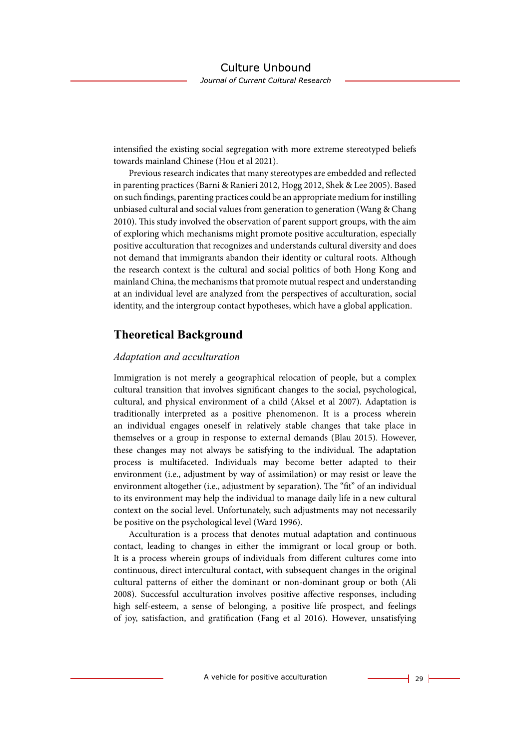intensified the existing social segregation with more extreme stereotyped beliefs towards mainland Chinese (Hou et al 2021).

Previous research indicates that many stereotypes are embedded and reflected in parenting practices (Barni & Ranieri 2012, Hogg 2012, Shek & Lee 2005). Based on such findings, parenting practices could be an appropriate medium for instilling unbiased cultural and social values from generation to generation (Wang & Chang 2010). This study involved the observation of parent support groups, with the aim of exploring which mechanisms might promote positive acculturation, especially positive acculturation that recognizes and understands cultural diversity and does not demand that immigrants abandon their identity or cultural roots. Although the research context is the cultural and social politics of both Hong Kong and mainland China, the mechanisms that promote mutual respect and understanding at an individual level are analyzed from the perspectives of acculturation, social identity, and the intergroup contact hypotheses, which have a global application.

## Theoretical Background

### *Adaptation and acculturation*

Immigration is not merely a geographical relocation of people, but a complex cultural transition that involves significant changes to the social, psychological, cultural, and physical environment of a child (Aksel et al 2007). Adaptation is traditionally interpreted as a positive phenomenon. It is a process wherein an individual engages oneself in relatively stable changes that take place in themselves or a group in response to external demands (Blau 2015). However, these changes may not always be satisfying to the individual. The adaptation process is multifaceted. Individuals may become better adapted to their environment (i.e., adjustment by way of assimilation) or may resist or leave the environment altogether (i.e., adjustment by separation). The "fit" of an individual to its environment may help the individual to manage daily life in a new cultural context on the social level. Unfortunately, such adjustments may not necessarily be positive on the psychological level (Ward 1996).

Acculturation is a process that denotes mutual adaptation and continuous contact, leading to changes in either the immigrant or local group or both. It is a process wherein groups of individuals from different cultures come into continuous, direct intercultural contact, with subsequent changes in the original cultural patterns of either the dominant or non-dominant group or both (Ali 2008). Successful acculturation involves positive affective responses, including high self-esteem, a sense of belonging, a positive life prospect, and feelings of joy, satisfaction, and gratification (Fang et al 2016). However, unsatisfying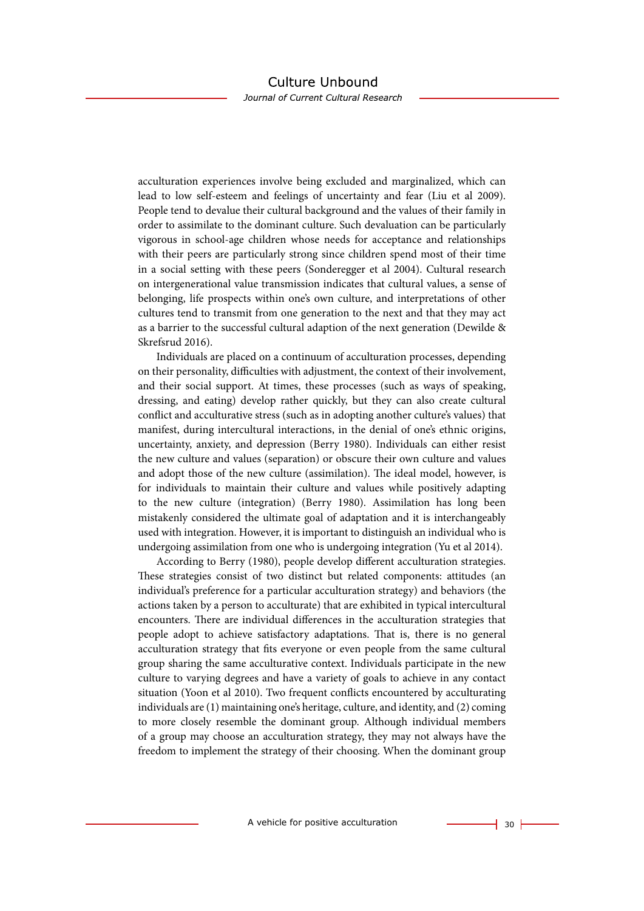acculturation experiences involve being excluded and marginalized, which can lead to low self-esteem and feelings of uncertainty and fear (Liu et al 2009). People tend to devalue their cultural background and the values of their family in order to assimilate to the dominant culture. Such devaluation can be particularly vigorous in school-age children whose needs for acceptance and relationships with their peers are particularly strong since children spend most of their time in a social setting with these peers (Sonderegger et al 2004). Cultural research on intergenerational value transmission indicates that cultural values, a sense of belonging, life prospects within one's own culture, and interpretations of other cultures tend to transmit from one generation to the next and that they may act as a barrier to the successful cultural adaption of the next generation (Dewilde & Skrefsrud 2016).

Individuals are placed on a continuum of acculturation processes, depending on their personality, difficulties with adjustment, the context of their involvement, and their social support. At times, these processes (such as ways of speaking, dressing, and eating) develop rather quickly, but they can also create cultural conflict and acculturative stress (such as in adopting another culture's values) that manifest, during intercultural interactions, in the denial of one's ethnic origins, uncertainty, anxiety, and depression (Berry 1980). Individuals can either resist the new culture and values (separation) or obscure their own culture and values and adopt those of the new culture (assimilation). The ideal model, however, is for individuals to maintain their culture and values while positively adapting to the new culture (integration) (Berry 1980). Assimilation has long been mistakenly considered the ultimate goal of adaptation and it is interchangeably used with integration. However, it is important to distinguish an individual who is undergoing assimilation from one who is undergoing integration (Yu et al 2014).

According to Berry (1980), people develop different acculturation strategies. These strategies consist of two distinct but related components: attitudes (an individual's preference for a particular acculturation strategy) and behaviors (the actions taken by a person to acculturate) that are exhibited in typical intercultural encounters. There are individual differences in the acculturation strategies that people adopt to achieve satisfactory adaptations. That is, there is no general acculturation strategy that fits everyone or even people from the same cultural group sharing the same acculturative context. Individuals participate in the new culture to varying degrees and have a variety of goals to achieve in any contact situation (Yoon et al 2010). Two frequent conflicts encountered by acculturating individuals are (1) maintaining one's heritage, culture, and identity, and (2) coming to more closely resemble the dominant group. Although individual members of a group may choose an acculturation strategy, they may not always have the freedom to implement the strategy of their choosing. When the dominant group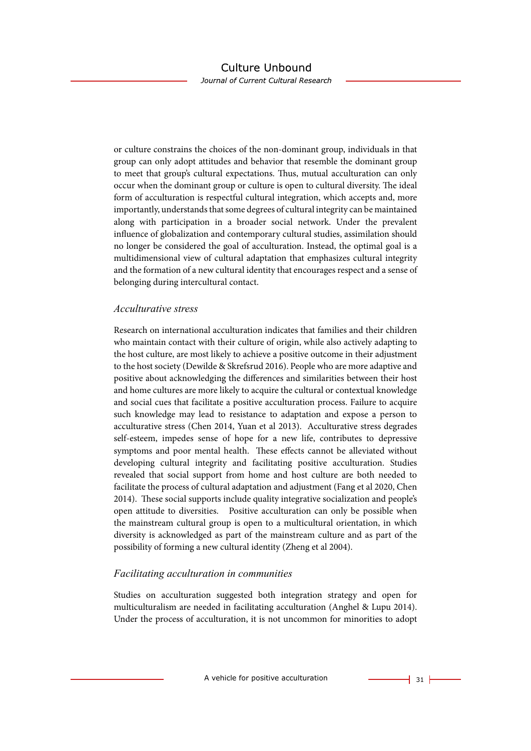or culture constrains the choices of the non-dominant group, individuals in that group can only adopt attitudes and behavior that resemble the dominant group to meet that group's cultural expectations. Thus, mutual acculturation can only occur when the dominant group or culture is open to cultural diversity. The ideal form of acculturation is respectful cultural integration, which accepts and, more importantly, understands that some degrees of cultural integrity can be maintained along with participation in a broader social network. Under the prevalent influence of globalization and contemporary cultural studies, assimilation should no longer be considered the goal of acculturation. Instead, the optimal goal is a multidimensional view of cultural adaptation that emphasizes cultural integrity and the formation of a new cultural identity that encourages respect and a sense of belonging during intercultural contact.

### *Acculturative stress*

Research on international acculturation indicates that families and their children who maintain contact with their culture of origin, while also actively adapting to the host culture, are most likely to achieve a positive outcome in their adjustment to the host society (Dewilde & Skrefsrud 2016). People who are more adaptive and positive about acknowledging the differences and similarities between their host and home cultures are more likely to acquire the cultural or contextual knowledge and social cues that facilitate a positive acculturation process. Failure to acquire such knowledge may lead to resistance to adaptation and expose a person to acculturative stress (Chen 2014, Yuan et al 2013). Acculturative stress degrades self-esteem, impedes sense of hope for a new life, contributes to depressive symptoms and poor mental health. These effects cannot be alleviated without developing cultural integrity and facilitating positive acculturation. Studies revealed that social support from home and host culture are both needed to facilitate the process of cultural adaptation and adjustment (Fang et al 2020, Chen 2014). These social supports include quality integrative socialization and people's open attitude to diversities. Positive acculturation can only be possible when the mainstream cultural group is open to a multicultural orientation, in which diversity is acknowledged as part of the mainstream culture and as part of the possibility of forming a new cultural identity (Zheng et al 2004).

### *Facilitating acculturation in communities*

Studies on acculturation suggested both integration strategy and open for multiculturalism are needed in facilitating acculturation (Anghel & Lupu 2014). Under the process of acculturation, it is not uncommon for minorities to adopt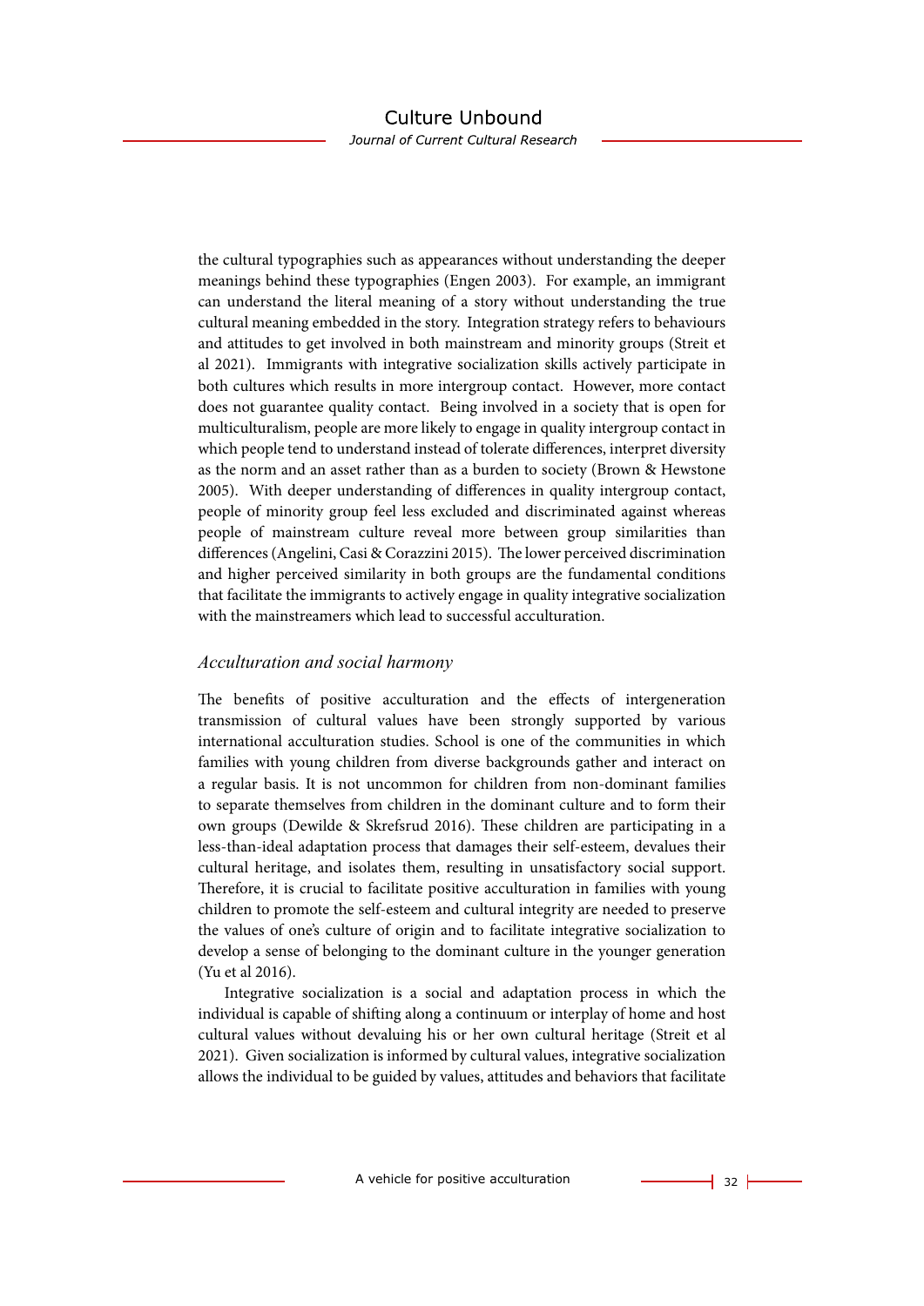the cultural typographies such as appearances without understanding the deeper meanings behind these typographies (Engen 2003). For example, an immigrant can understand the literal meaning of a story without understanding the true cultural meaning embedded in the story. Integration strategy refers to behaviours and attitudes to get involved in both mainstream and minority groups (Streit et al 2021). Immigrants with integrative socialization skills actively participate in both cultures which results in more intergroup contact. However, more contact does not guarantee quality contact. Being involved in a society that is open for multiculturalism, people are more likely to engage in quality intergroup contact in which people tend to understand instead of tolerate differences, interpret diversity as the norm and an asset rather than as a burden to society (Brown & Hewstone 2005). With deeper understanding of differences in quality intergroup contact, people of minority group feel less excluded and discriminated against whereas people of mainstream culture reveal more between group similarities than differences (Angelini, Casi & Corazzini 2015). The lower perceived discrimination and higher perceived similarity in both groups are the fundamental conditions that facilitate the immigrants to actively engage in quality integrative socialization with the mainstreamers which lead to successful acculturation.

### *Acculturation and social harmony*

The benefits of positive acculturation and the effects of intergeneration transmission of cultural values have been strongly supported by various international acculturation studies. School is one of the communities in which families with young children from diverse backgrounds gather and interact on a regular basis. It is not uncommon for children from non-dominant families to separate themselves from children in the dominant culture and to form their own groups (Dewilde & Skrefsrud 2016). These children are participating in a less-than-ideal adaptation process that damages their self-esteem, devalues their cultural heritage, and isolates them, resulting in unsatisfactory social support. Therefore, it is crucial to facilitate positive acculturation in families with young children to promote the self-esteem and cultural integrity are needed to preserve the values of one's culture of origin and to facilitate integrative socialization to develop a sense of belonging to the dominant culture in the younger generation (Yu et al 2016).

Integrative socialization is a social and adaptation process in which the individual is capable of shifting along a continuum or interplay of home and host cultural values without devaluing his or her own cultural heritage (Streit et al 2021). Given socialization is informed by cultural values, integrative socialization allows the individual to be guided by values, attitudes and behaviors that facilitate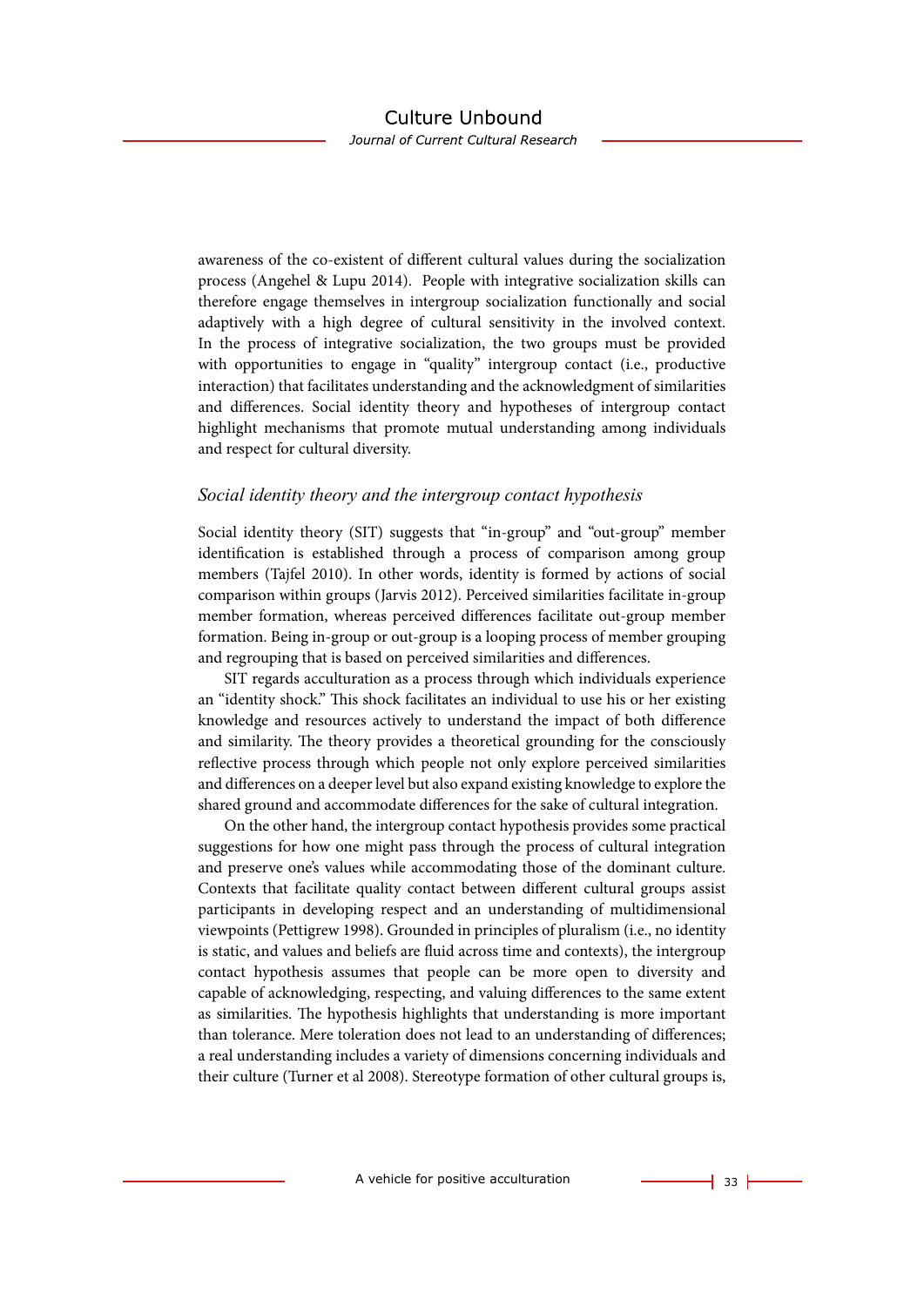awareness of the co-existent of different cultural values during the socialization process (Angehel & Lupu 2014). People with integrative socialization skills can therefore engage themselves in intergroup socialization functionally and social adaptively with a high degree of cultural sensitivity in the involved context. In the process of integrative socialization, the two groups must be provided with opportunities to engage in "quality" intergroup contact (i.e., productive interaction) that facilitates understanding and the acknowledgment of similarities and differences. Social identity theory and hypotheses of intergroup contact highlight mechanisms that promote mutual understanding among individuals and respect for cultural diversity.

### *Social identity theory and the intergroup contact hypothesis*

Social identity theory (SIT) suggests that "in-group" and "out-group" member identification is established through a process of comparison among group members (Tajfel 2010). In other words, identity is formed by actions of social comparison within groups (Jarvis 2012). Perceived similarities facilitate in-group member formation, whereas perceived differences facilitate out-group member formation. Being in-group or out-group is a looping process of member grouping and regrouping that is based on perceived similarities and differences.

SIT regards acculturation as a process through which individuals experience an "identity shock." This shock facilitates an individual to use his or her existing knowledge and resources actively to understand the impact of both difference and similarity. The theory provides a theoretical grounding for the consciously reflective process through which people not only explore perceived similarities and differences on a deeper level but also expand existing knowledge to explore the shared ground and accommodate differences for the sake of cultural integration.

On the other hand, the intergroup contact hypothesis provides some practical suggestions for how one might pass through the process of cultural integration and preserve one's values while accommodating those of the dominant culture. Contexts that facilitate quality contact between different cultural groups assist participants in developing respect and an understanding of multidimensional viewpoints (Pettigrew 1998). Grounded in principles of pluralism (i.e., no identity is static, and values and beliefs are fluid across time and contexts), the intergroup contact hypothesis assumes that people can be more open to diversity and capable of acknowledging, respecting, and valuing differences to the same extent as similarities. The hypothesis highlights that understanding is more important than tolerance. Mere toleration does not lead to an understanding of differences; a real understanding includes a variety of dimensions concerning individuals and their culture (Turner et al 2008). Stereotype formation of other cultural groups is,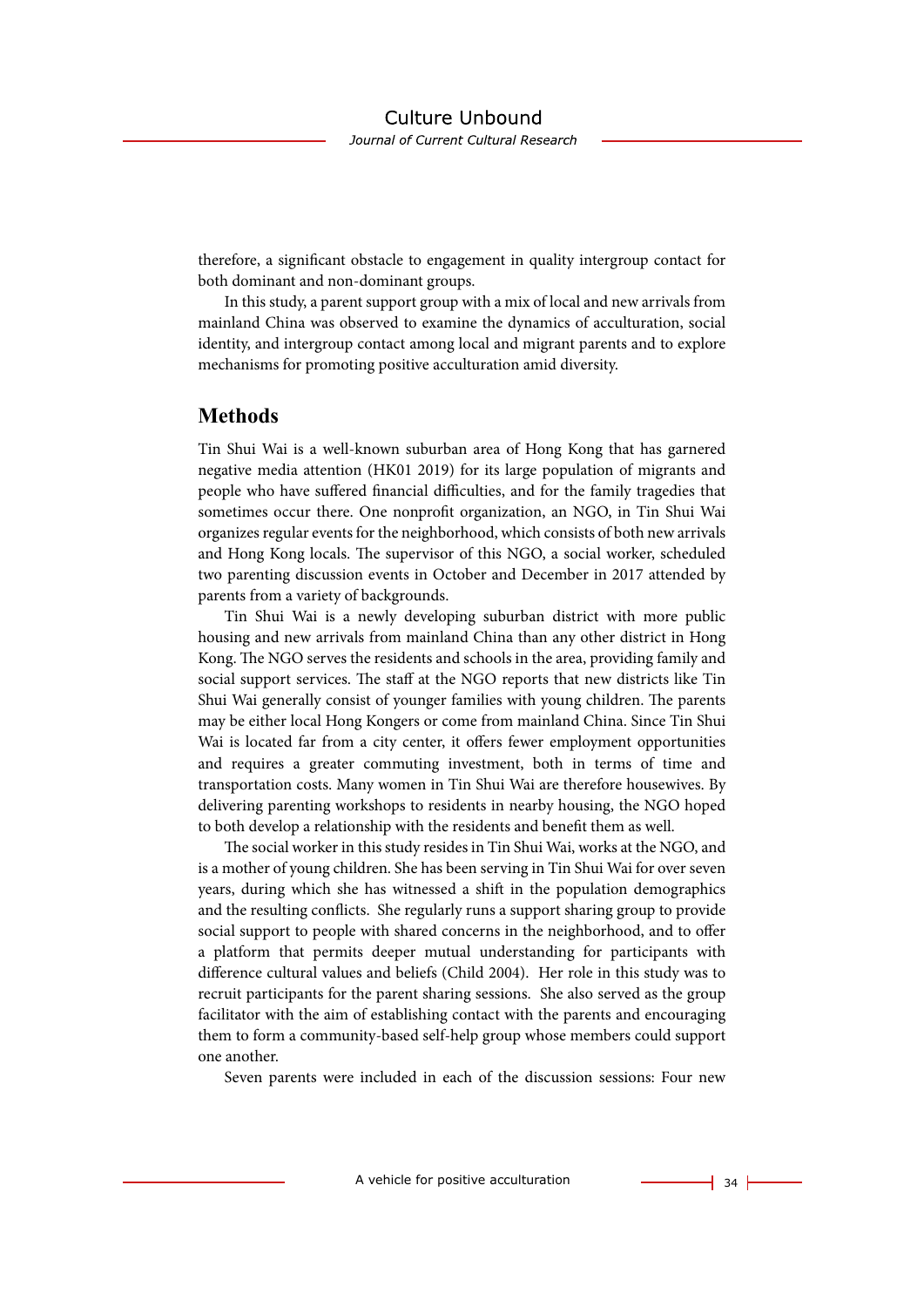therefore, a significant obstacle to engagement in quality intergroup contact for both dominant and non-dominant groups.

In this study, a parent support group with a mix of local and new arrivals from mainland China was observed to examine the dynamics of acculturation, social identity, and intergroup contact among local and migrant parents and to explore mechanisms for promoting positive acculturation amid diversity.

## Methods

Tin Shui Wai is a well-known suburban area of Hong Kong that has garnered negative media attention (HK01 2019) for its large population of migrants and people who have suffered financial difficulties, and for the family tragedies that sometimes occur there. One nonprofit organization, an NGO, in Tin Shui Wai organizes regular events for the neighborhood, which consists of both new arrivals and Hong Kong locals. The supervisor of this NGO, a social worker, scheduled two parenting discussion events in October and December in 2017 attended by parents from a variety of backgrounds.

Tin Shui Wai is a newly developing suburban district with more public housing and new arrivals from mainland China than any other district in Hong Kong. The NGO serves the residents and schools in the area, providing family and social support services. The staff at the NGO reports that new districts like Tin Shui Wai generally consist of younger families with young children. The parents may be either local Hong Kongers or come from mainland China. Since Tin Shui Wai is located far from a city center, it offers fewer employment opportunities and requires a greater commuting investment, both in terms of time and transportation costs. Many women in Tin Shui Wai are therefore housewives. By delivering parenting workshops to residents in nearby housing, the NGO hoped to both develop a relationship with the residents and benefit them as well.

The social worker in this study resides in Tin Shui Wai, works at the NGO, and is a mother of young children. She has been serving in Tin Shui Wai for over seven years, during which she has witnessed a shift in the population demographics and the resulting conflicts. She regularly runs a support sharing group to provide social support to people with shared concerns in the neighborhood, and to offer a platform that permits deeper mutual understanding for participants with difference cultural values and beliefs (Child 2004). Her role in this study was to recruit participants for the parent sharing sessions. She also served as the group facilitator with the aim of establishing contact with the parents and encouraging them to form a community-based self-help group whose members could support one another.

Seven parents were included in each of the discussion sessions: Four new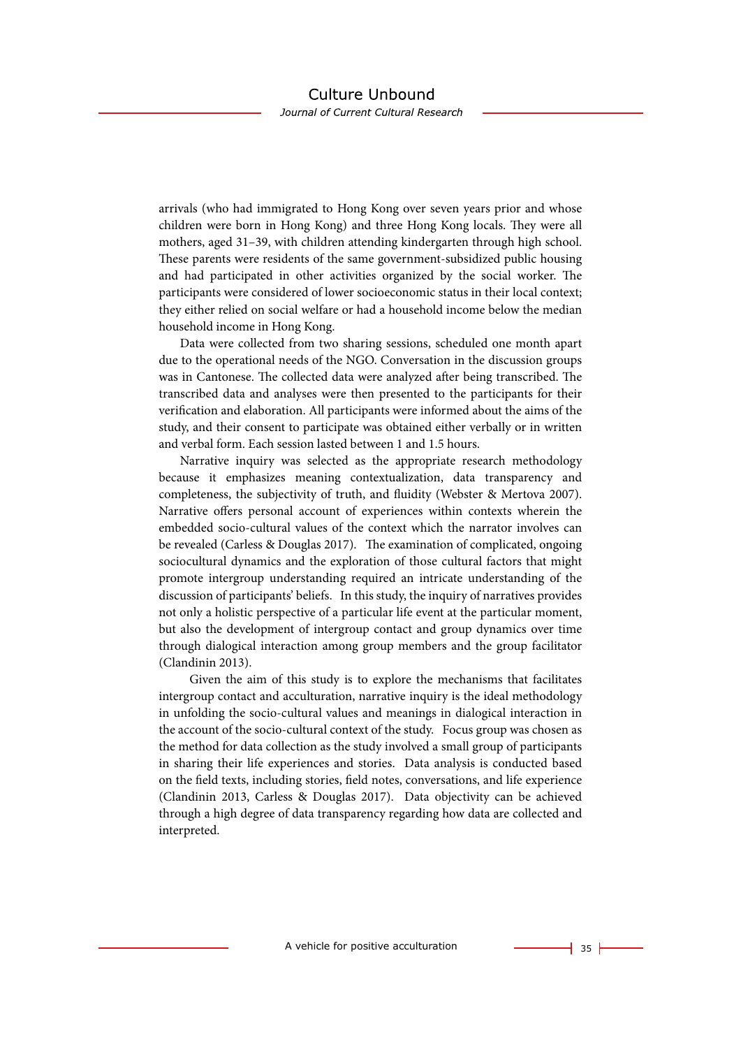arrivals (who had immigrated to Hong Kong over seven years prior and whose children were born in Hong Kong) and three Hong Kong locals. They were all mothers, aged 31–39, with children attending kindergarten through high school. These parents were residents of the same government-subsidized public housing and had participated in other activities organized by the social worker. The participants were considered of lower socioeconomic status in their local context; they either relied on social welfare or had a household income below the median household income in Hong Kong.

Data were collected from two sharing sessions, scheduled one month apart due to the operational needs of the NGO. Conversation in the discussion groups was in Cantonese. The collected data were analyzed after being transcribed. The transcribed data and analyses were then presented to the participants for their verification and elaboration. All participants were informed about the aims of the study, and their consent to participate was obtained either verbally or in written and verbal form. Each session lasted between 1 and 1.5 hours.

Narrative inquiry was selected as the appropriate research methodology because it emphasizes meaning contextualization, data transparency and completeness, the subjectivity of truth, and fluidity (Webster & Mertova 2007). Narrative offers personal account of experiences within contexts wherein the embedded socio-cultural values of the context which the narrator involves can be revealed (Carless & Douglas 2017). The examination of complicated, ongoing sociocultural dynamics and the exploration of those cultural factors that might promote intergroup understanding required an intricate understanding of the discussion of participants' beliefs. In this study, the inquiry of narratives provides not only a holistic perspective of a particular life event at the particular moment, but also the development of intergroup contact and group dynamics over time through dialogical interaction among group members and the group facilitator (Clandinin 2013).

Given the aim of this study is to explore the mechanisms that facilitates intergroup contact and acculturation, narrative inquiry is the ideal methodology in unfolding the socio-cultural values and meanings in dialogical interaction in the account of the socio-cultural context of the study. Focus group was chosen as the method for data collection as the study involved a small group of participants in sharing their life experiences and stories. Data analysis is conducted based on the field texts, including stories, field notes, conversations, and life experience (Clandinin 2013, Carless & Douglas 2017). Data objectivity can be achieved through a high degree of data transparency regarding how data are collected and interpreted.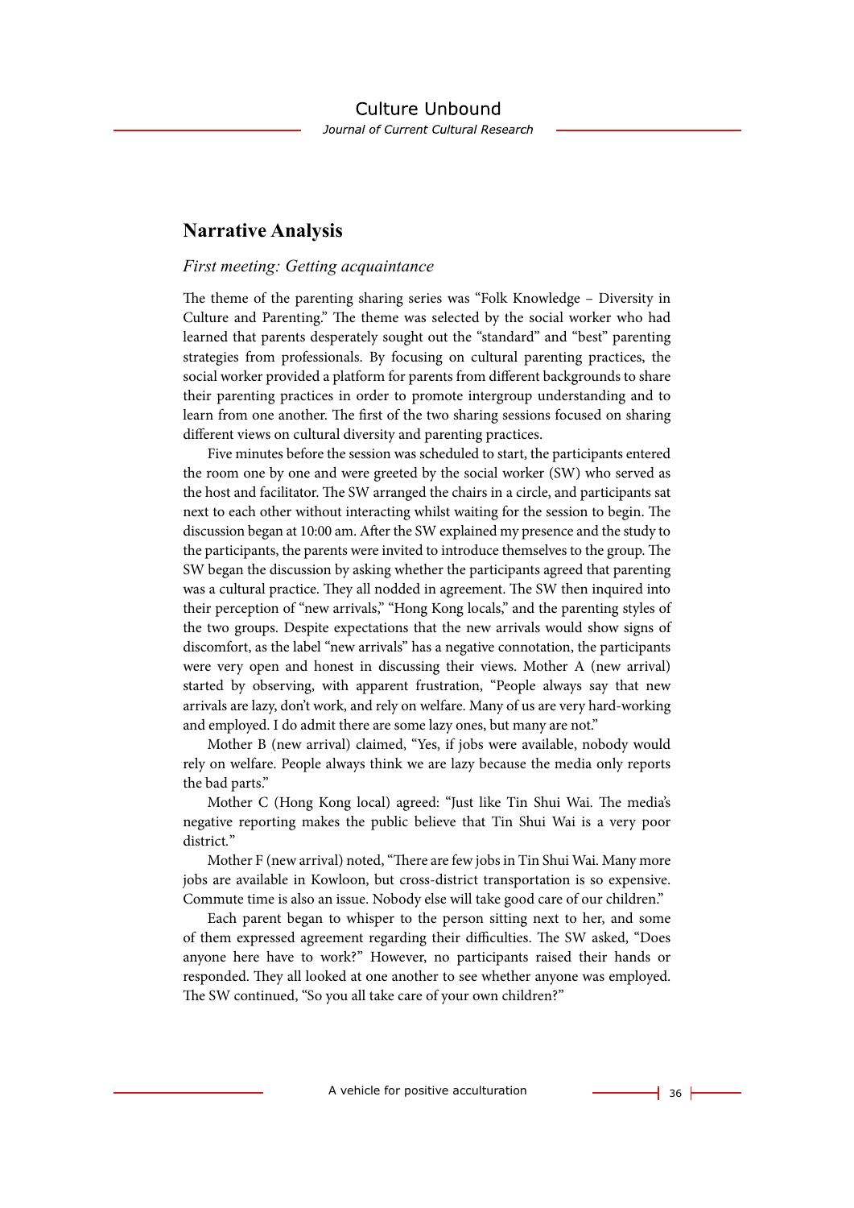## Narrative Analysis

### *First meeting: Getting acquaintance*

The theme of the parenting sharing series was "Folk Knowledge – Diversity in Culture and Parenting." The theme was selected by the social worker who had learned that parents desperately sought out the "standard" and "best" parenting strategies from professionals. By focusing on cultural parenting practices, the social worker provided a platform for parents from different backgrounds to share their parenting practices in order to promote intergroup understanding and to learn from one another. The first of the two sharing sessions focused on sharing different views on cultural diversity and parenting practices.

Five minutes before the session was scheduled to start, the participants entered the room one by one and were greeted by the social worker (SW) who served as the host and facilitator. The SW arranged the chairs in a circle, and participants sat next to each other without interacting whilst waiting for the session to begin. The discussion began at 10:00 am. After the SW explained my presence and the study to the participants, the parents were invited to introduce themselves to the group. The SW began the discussion by asking whether the participants agreed that parenting was a cultural practice. They all nodded in agreement. The SW then inquired into their perception of "new arrivals," "Hong Kong locals," and the parenting styles of the two groups. Despite expectations that the new arrivals would show signs of discomfort, as the label "new arrivals" has a negative connotation, the participants were very open and honest in discussing their views. Mother A (new arrival) started by observing, with apparent frustration, "People always say that new arrivals are lazy, don't work, and rely on welfare. Many of us are very hard-working and employed. I do admit there are some lazy ones, but many are not."

Mother B (new arrival) claimed, "Yes, if jobs were available, nobody would rely on welfare. People always think we are lazy because the media only reports the bad parts."

Mother C (Hong Kong local) agreed: "Just like Tin Shui Wai. The media's negative reporting makes the public believe that Tin Shui Wai is a very poor district."

Mother F (new arrival) noted, "There are few jobs in Tin Shui Wai. Many more jobs are available in Kowloon, but cross-district transportation is so expensive. Commute time is also an issue. Nobody else will take good care of our children."

Each parent began to whisper to the person sitting next to her, and some of them expressed agreement regarding their difficulties. The SW asked, "Does anyone here have to work?" However, no participants raised their hands or responded. They all looked at one another to see whether anyone was employed. The SW continued, "So you all take care of your own children?"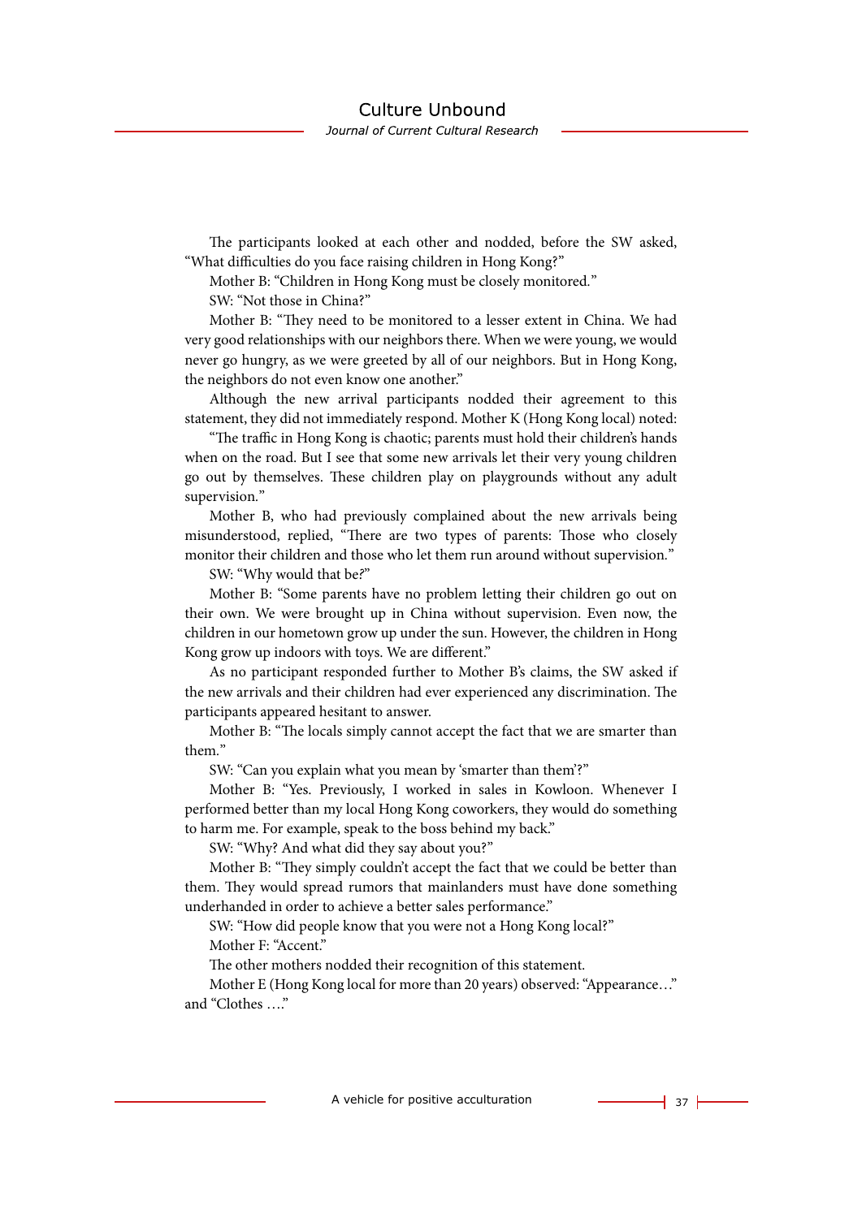The participants looked at each other and nodded, before the SW asked, "What difficulties do you face raising children in Hong Kong?"

Mother B: "Children in Hong Kong must be closely monitored."

SW: "Not those in China?"

Mother B: "They need to be monitored to a lesser extent in China. We had very good relationships with our neighbors there. When we were young, we would never go hungry, as we were greeted by all of our neighbors. But in Hong Kong, the neighbors do not even know one another."

Although the new arrival participants nodded their agreement to this statement, they did not immediately respond. Mother K (Hong Kong local) noted:

"The traffic in Hong Kong is chaotic; parents must hold their children's hands when on the road. But I see that some new arrivals let their very young children go out by themselves. These children play on playgrounds without any adult supervision."

Mother B, who had previously complained about the new arrivals being misunderstood, replied, "There are two types of parents: Those who closely monitor their children and those who let them run around without supervision."

SW: "Why would that be?"

Mother B: "Some parents have no problem letting their children go out on their own. We were brought up in China without supervision. Even now, the children in our hometown grow up under the sun. However, the children in Hong Kong grow up indoors with toys. We are different."

As no participant responded further to Mother B's claims, the SW asked if the new arrivals and their children had ever experienced any discrimination. The participants appeared hesitant to answer.

Mother B: "The locals simply cannot accept the fact that we are smarter than them."

SW: "Can you explain what you mean by 'smarter than them'?"

Mother B: "Yes. Previously, I worked in sales in Kowloon. Whenever I performed better than my local Hong Kong coworkers, they would do something to harm me. For example, speak to the boss behind my back."

SW: "Why? And what did they say about you?"

Mother B: "They simply couldn't accept the fact that we could be better than them. They would spread rumors that mainlanders must have done something underhanded in order to achieve a better sales performance."

SW: "How did people know that you were not a Hong Kong local?"

Mother F: "Accent."

The other mothers nodded their recognition of this statement.

Mother E (Hong Kong local for more than 20 years) observed: "Appearance…" and "Clothes …."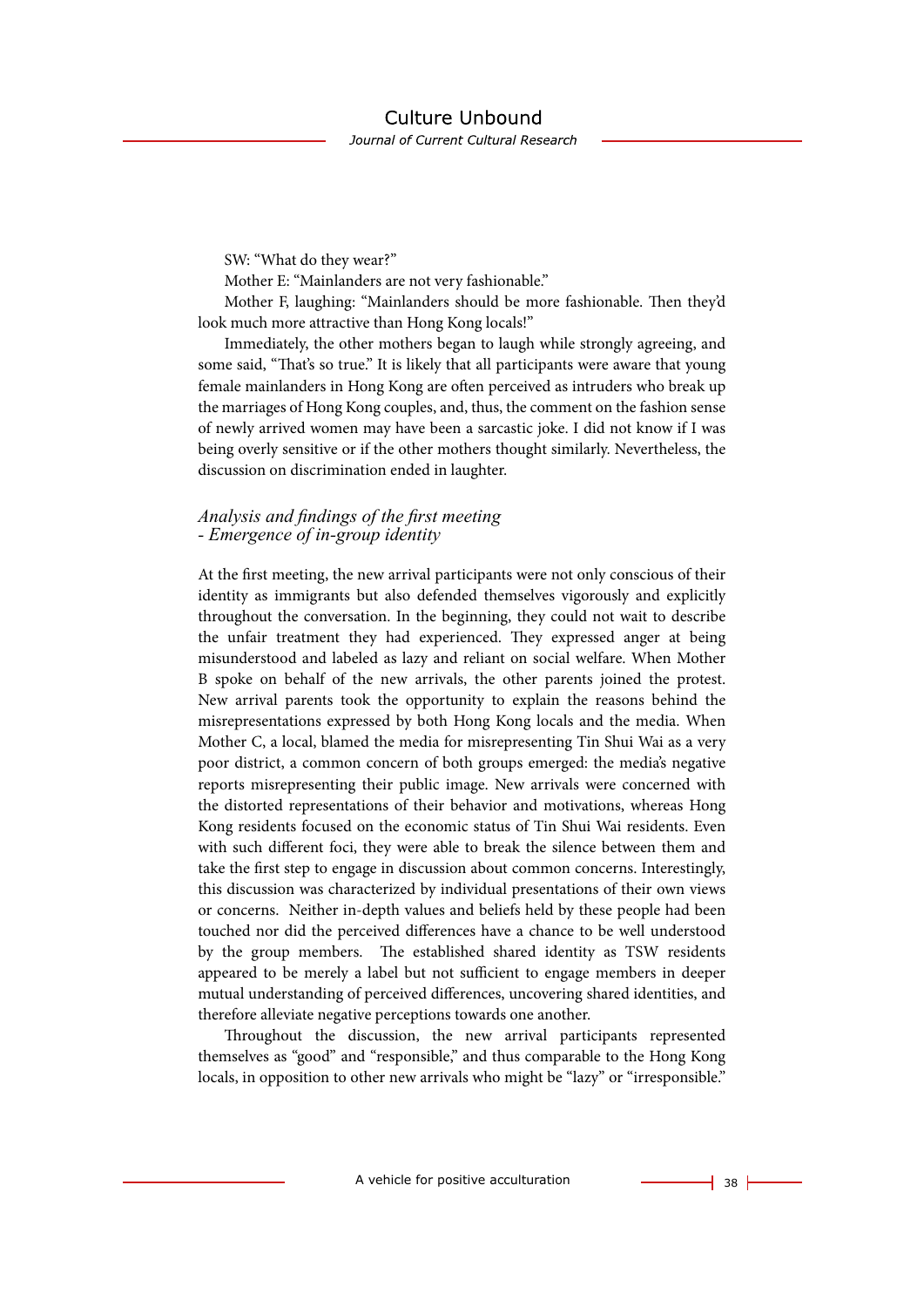SW: "What do they wear?"

Mother E: "Mainlanders are not very fashionable."

Mother F, laughing: "Mainlanders should be more fashionable. Then they'd look much more attractive than Hong Kong locals!"

Immediately, the other mothers began to laugh while strongly agreeing, and some said, "That's so true." It is likely that all participants were aware that young female mainlanders in Hong Kong are often perceived as intruders who break up the marriages of Hong Kong couples, and, thus, the comment on the fashion sense of newly arrived women may have been a sarcastic joke. I did not know if I was being overly sensitive or if the other mothers thought similarly. Nevertheless, the discussion on discrimination ended in laughter.

### *Analysis and findings of the first meeting - Emergence of in-group identity*

At the first meeting, the new arrival participants were not only conscious of their identity as immigrants but also defended themselves vigorously and explicitly throughout the conversation. In the beginning, they could not wait to describe the unfair treatment they had experienced. They expressed anger at being misunderstood and labeled as lazy and reliant on social welfare. When Mother B spoke on behalf of the new arrivals, the other parents joined the protest. New arrival parents took the opportunity to explain the reasons behind the misrepresentations expressed by both Hong Kong locals and the media. When Mother C, a local, blamed the media for misrepresenting Tin Shui Wai as a very poor district, a common concern of both groups emerged: the media's negative reports misrepresenting their public image. New arrivals were concerned with the distorted representations of their behavior and motivations, whereas Hong Kong residents focused on the economic status of Tin Shui Wai residents. Even with such different foci, they were able to break the silence between them and take the first step to engage in discussion about common concerns. Interestingly, this discussion was characterized by individual presentations of their own views or concerns. Neither in-depth values and beliefs held by these people had been touched nor did the perceived differences have a chance to be well understood by the group members. The established shared identity as TSW residents appeared to be merely a label but not sufficient to engage members in deeper mutual understanding of perceived differences, uncovering shared identities, and therefore alleviate negative perceptions towards one another.

Throughout the discussion, the new arrival participants represented themselves as "good" and "responsible," and thus comparable to the Hong Kong locals, in opposition to other new arrivals who might be "lazy" or "irresponsible."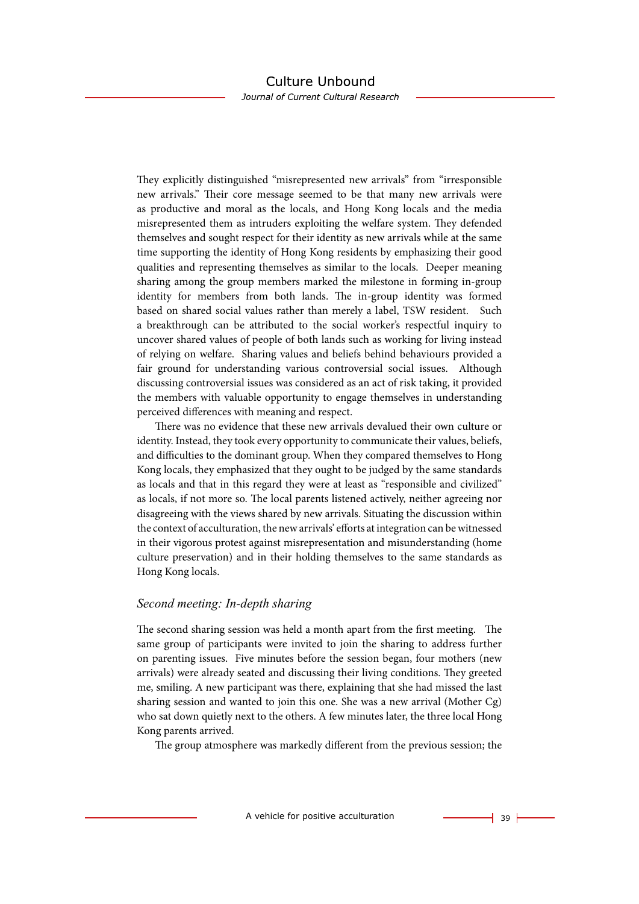They explicitly distinguished "misrepresented new arrivals" from "irresponsible new arrivals." Their core message seemed to be that many new arrivals were as productive and moral as the locals, and Hong Kong locals and the media misrepresented them as intruders exploiting the welfare system. They defended themselves and sought respect for their identity as new arrivals while at the same time supporting the identity of Hong Kong residents by emphasizing their good qualities and representing themselves as similar to the locals. Deeper meaning sharing among the group members marked the milestone in forming in-group identity for members from both lands. The in-group identity was formed based on shared social values rather than merely a label, TSW resident. Such a breakthrough can be attributed to the social worker's respectful inquiry to uncover shared values of people of both lands such as working for living instead of relying on welfare. Sharing values and beliefs behind behaviours provided a fair ground for understanding various controversial social issues. Although discussing controversial issues was considered as an act of risk taking, it provided the members with valuable opportunity to engage themselves in understanding perceived differences with meaning and respect.

There was no evidence that these new arrivals devalued their own culture or identity. Instead, they took every opportunity to communicate their values, beliefs, and difficulties to the dominant group. When they compared themselves to Hong Kong locals, they emphasized that they ought to be judged by the same standards as locals and that in this regard they were at least as "responsible and civilized" as locals, if not more so. The local parents listened actively, neither agreeing nor disagreeing with the views shared by new arrivals. Situating the discussion within the context of acculturation, the new arrivals' efforts at integration can be witnessed in their vigorous protest against misrepresentation and misunderstanding (home culture preservation) and in their holding themselves to the same standards as Hong Kong locals.

### *Second meeting: In-depth sharing*

The second sharing session was held a month apart from the first meeting. The same group of participants were invited to join the sharing to address further on parenting issues. Five minutes before the session began, four mothers (new arrivals) were already seated and discussing their living conditions. They greeted me, smiling. A new participant was there, explaining that she had missed the last sharing session and wanted to join this one. She was a new arrival (Mother Cg) who sat down quietly next to the others. A few minutes later, the three local Hong Kong parents arrived.

The group atmosphere was markedly different from the previous session; the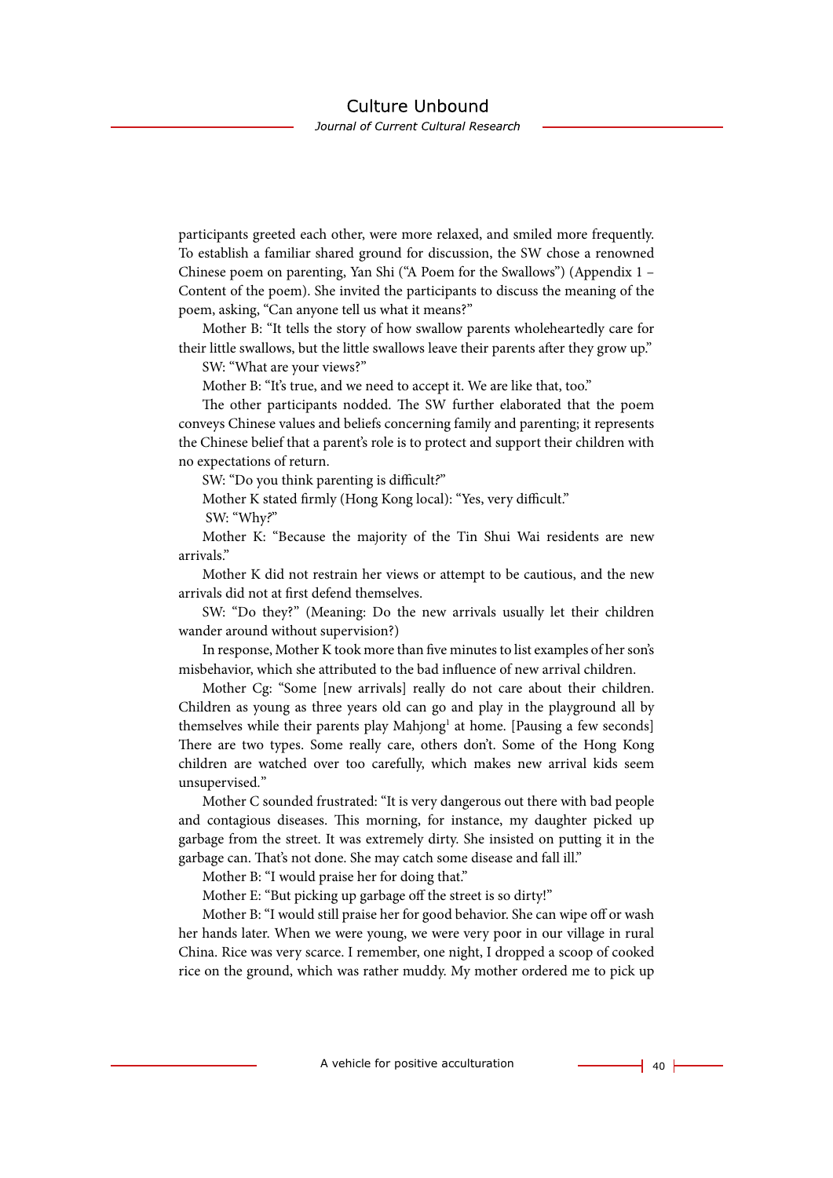participants greeted each other, were more relaxed, and smiled more frequently. To establish a familiar shared ground for discussion, the SW chose a renowned Chinese poem on parenting, Yan Shi ("A Poem for the Swallows") (Appendix 1 – Content of the poem). She invited the participants to discuss the meaning of the poem, asking, "Can anyone tell us what it means?"

Mother B: "It tells the story of how swallow parents wholeheartedly care for their little swallows, but the little swallows leave their parents after they grow up."

SW: "What are your views?"

Mother B: "It's true, and we need to accept it. We are like that, too."

The other participants nodded. The SW further elaborated that the poem conveys Chinese values and beliefs concerning family and parenting; it represents the Chinese belief that a parent's role is to protect and support their children with no expectations of return.

SW: "Do you think parenting is difficult?"

Mother K stated firmly (Hong Kong local): "Yes, very difficult."

SW: "Why?"

Mother K: "Because the majority of the Tin Shui Wai residents are new arrivals."

Mother K did not restrain her views or attempt to be cautious, and the new arrivals did not at first defend themselves.

SW: "Do they?" (Meaning: Do the new arrivals usually let their children wander around without supervision?)

In response, Mother K took more than five minutes to list examples of her son's misbehavior, which she attributed to the bad influence of new arrival children.

Mother Cg: "Some [new arrivals] really do not care about their children. Children as young as three years old can go and play in the playground all by themselves while their parents play Mahjong[1] at home. [Pausing a few seconds] There are two types. Some really care, others don't. Some of the Hong Kong children are watched over too carefully, which makes new arrival kids seem unsupervised."

Mother C sounded frustrated: "It is very dangerous out there with bad people and contagious diseases. This morning, for instance, my daughter picked up garbage from the street. It was extremely dirty. She insisted on putting it in the garbage can. That's not done. She may catch some disease and fall ill."

Mother B: "I would praise her for doing that."

Mother E: "But picking up garbage off the street is so dirty!"

Mother B: "I would still praise her for good behavior. She can wipe off or wash her hands later. When we were young, we were very poor in our village in rural China. Rice was very scarce. I remember, one night, I dropped a scoop of cooked rice on the ground, which was rather muddy. My mother ordered me to pick up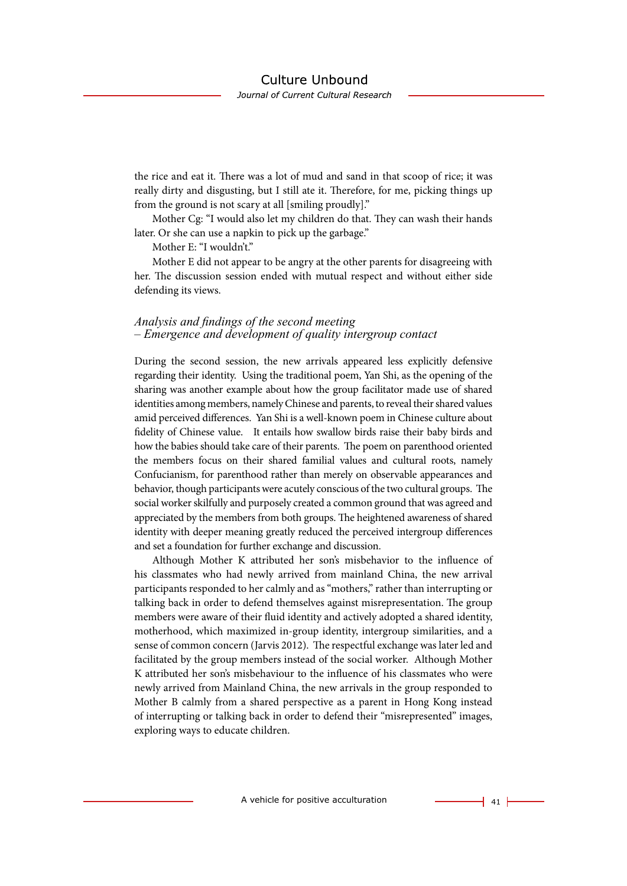the rice and eat it. There was a lot of mud and sand in that scoop of rice; it was really dirty and disgusting, but I still ate it. Therefore, for me, picking things up from the ground is not scary at all [smiling proudly]."

Mother Cg: "I would also let my children do that. They can wash their hands later. Or she can use a napkin to pick up the garbage."

Mother E: "I wouldn't."

Mother E did not appear to be angry at the other parents for disagreeing with her. The discussion session ended with mutual respect and without either side defending its views.

### *Analysis and findings of the second meeting – Emergence and development of quality intergroup contact*

During the second session, the new arrivals appeared less explicitly defensive regarding their identity. Using the traditional poem, Yan Shi, as the opening of the sharing was another example about how the group facilitator made use of shared identities among members, namely Chinese and parents, to reveal their shared values amid perceived differences. Yan Shi is a well-known poem in Chinese culture about fidelity of Chinese value. It entails how swallow birds raise their baby birds and how the babies should take care of their parents. The poem on parenthood oriented the members focus on their shared familial values and cultural roots, namely Confucianism, for parenthood rather than merely on observable appearances and behavior, though participants were acutely conscious of the two cultural groups. The social worker skilfully and purposely created a common ground that was agreed and appreciated by the members from both groups. The heightened awareness of shared identity with deeper meaning greatly reduced the perceived intergroup differences and set a foundation for further exchange and discussion.

Although Mother K attributed her son's misbehavior to the influence of his classmates who had newly arrived from mainland China, the new arrival participants responded to her calmly and as "mothers," rather than interrupting or talking back in order to defend themselves against misrepresentation. The group members were aware of their fluid identity and actively adopted a shared identity, motherhood, which maximized in-group identity, intergroup similarities, and a sense of common concern (Jarvis 2012). The respectful exchange was later led and facilitated by the group members instead of the social worker. Although Mother K attributed her son's misbehaviour to the influence of his classmates who were newly arrived from Mainland China, the new arrivals in the group responded to Mother B calmly from a shared perspective as a parent in Hong Kong instead of interrupting or talking back in order to defend their "misrepresented" images, exploring ways to educate children.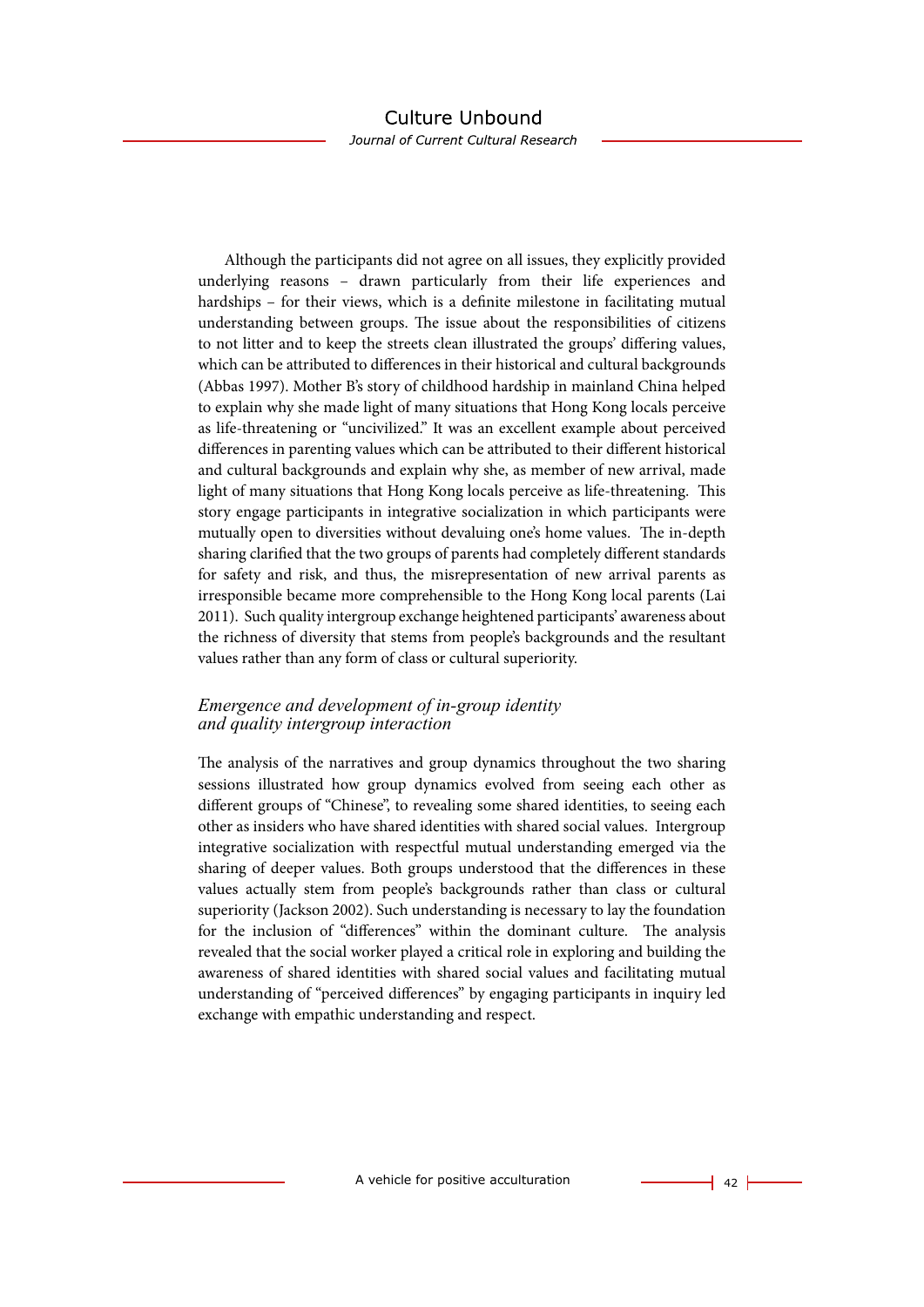Although the participants did not agree on all issues, they explicitly provided underlying reasons – drawn particularly from their life experiences and hardships – for their views, which is a definite milestone in facilitating mutual understanding between groups. The issue about the responsibilities of citizens to not litter and to keep the streets clean illustrated the groups' differing values, which can be attributed to differences in their historical and cultural backgrounds (Abbas 1997). Mother B's story of childhood hardship in mainland China helped to explain why she made light of many situations that Hong Kong locals perceive as life-threatening or "uncivilized." It was an excellent example about perceived differences in parenting values which can be attributed to their different historical and cultural backgrounds and explain why she, as member of new arrival, made light of many situations that Hong Kong locals perceive as life-threatening. This story engage participants in integrative socialization in which participants were mutually open to diversities without devaluing one's home values. The in-depth sharing clarified that the two groups of parents had completely different standards for safety and risk, and thus, the misrepresentation of new arrival parents as irresponsible became more comprehensible to the Hong Kong local parents (Lai 2011). Such quality intergroup exchange heightened participants' awareness about the richness of diversity that stems from people's backgrounds and the resultant values rather than any form of class or cultural superiority.

### *Emergence and development of in-group identity and quality intergroup interaction*

The analysis of the narratives and group dynamics throughout the two sharing sessions illustrated how group dynamics evolved from seeing each other as different groups of "Chinese", to revealing some shared identities, to seeing each other as insiders who have shared identities with shared social values. Intergroup integrative socialization with respectful mutual understanding emerged via the sharing of deeper values. Both groups understood that the differences in these values actually stem from people's backgrounds rather than class or cultural superiority (Jackson 2002). Such understanding is necessary to lay the foundation for the inclusion of "differences" within the dominant culture. The analysis revealed that the social worker played a critical role in exploring and building the awareness of shared identities with shared social values and facilitating mutual understanding of "perceived differences" by engaging participants in inquiry led exchange with empathic understanding and respect.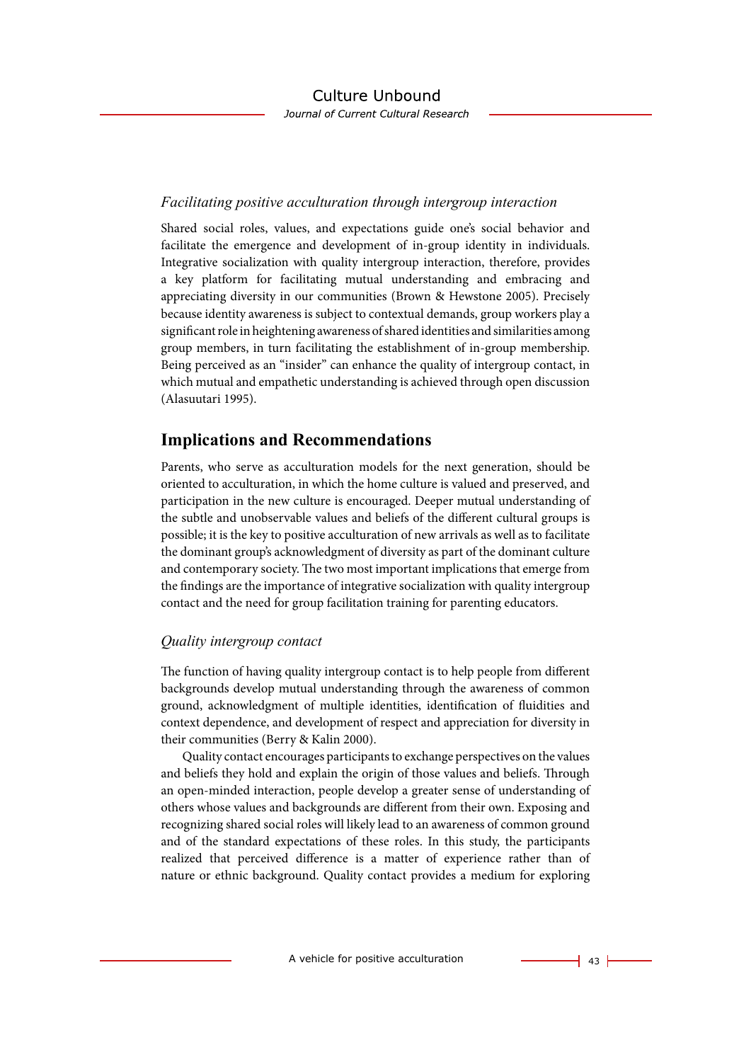*Facilitating positive acculturation through intergroup interaction*

Shared social roles, values, and expectations guide one's social behavior and facilitate the emergence and development of in-group identity in individuals. Integrative socialization with quality intergroup interaction, therefore, provides a key platform for facilitating mutual understanding and embracing and appreciating diversity in our communities (Brown & Hewstone 2005). Precisely because identity awareness is subject to contextual demands, group workers play a significant role in heightening awareness of shared identities and similarities among group members, in turn facilitating the establishment of in-group membership. Being perceived as an "insider" can enhance the quality of intergroup contact, in which mutual and empathetic understanding is achieved through open discussion (Alasuutari 1995).

## Implications and Recommendations

Parents, who serve as acculturation models for the next generation, should be oriented to acculturation, in which the home culture is valued and preserved, and participation in the new culture is encouraged. Deeper mutual understanding of the subtle and unobservable values and beliefs of the different cultural groups is possible; it is the key to positive acculturation of new arrivals as well as to facilitate the dominant group's acknowledgment of diversity as part of the dominant culture and contemporary society. The two most important implications that emerge from the findings are the importance of integrative socialization with quality intergroup contact and the need for group facilitation training for parenting educators.

*Quality intergroup contact*

The function of having quality intergroup contact is to help people from different backgrounds develop mutual understanding through the awareness of common ground, acknowledgment of multiple identities, identification of fluidities and context dependence, and development of respect and appreciation for diversity in their communities (Berry & Kalin 2000).

Quality contact encourages participants to exchange perspectives on the values and beliefs they hold and explain the origin of those values and beliefs. Through an open-minded interaction, people develop a greater sense of understanding of others whose values and backgrounds are different from their own. Exposing and recognizing shared social roles will likely lead to an awareness of common ground and of the standard expectations of these roles. In this study, the participants realized that perceived difference is a matter of experience rather than of nature or ethnic background. Quality contact provides a medium for exploring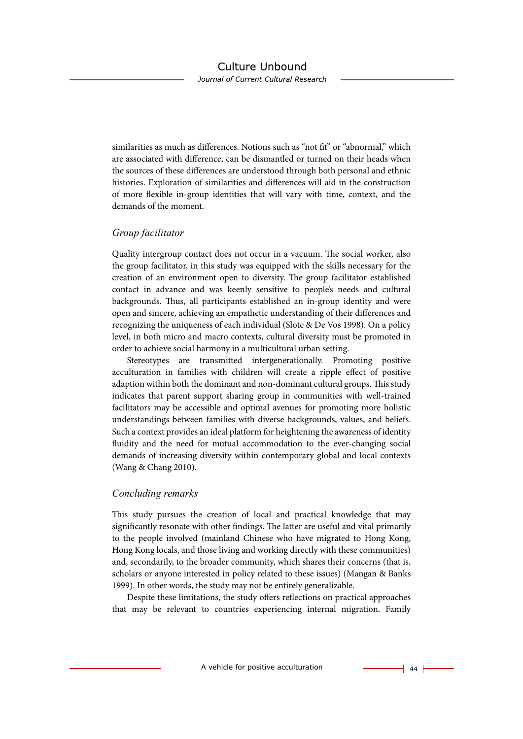similarities as much as differences. Notions such as "not fit" or "abnormal," which are associated with difference, can be dismantled or turned on their heads when the sources of these differences are understood through both personal and ethnic histories. Exploration of similarities and differences will aid in the construction of more flexible in-group identities that will vary with time, context, and the demands of the moment.

### *Group facilitator*

Quality intergroup contact does not occur in a vacuum. The social worker, also the group facilitator, in this study was equipped with the skills necessary for the creation of an environment open to diversity. The group facilitator established contact in advance and was keenly sensitive to people's needs and cultural backgrounds. Thus, all participants established an in-group identity and were open and sincere, achieving an empathetic understanding of their differences and recognizing the uniqueness of each individual (Slote & De Vos 1998). On a policy level, in both micro and macro contexts, cultural diversity must be promoted in order to achieve social harmony in a multicultural urban setting.

Stereotypes are transmitted intergenerationally. Promoting positive acculturation in families with children will create a ripple effect of positive adaption within both the dominant and non-dominant cultural groups. This study indicates that parent support sharing group in communities with well-trained facilitators may be accessible and optimal avenues for promoting more holistic understandings between families with diverse backgrounds, values, and beliefs. Such a context provides an ideal platform for heightening the awareness of identity fluidity and the need for mutual accommodation to the ever-changing social demands of increasing diversity within contemporary global and local contexts (Wang & Chang 2010).

### *Concluding remarks*

This study pursues the creation of local and practical knowledge that may significantly resonate with other findings. The latter are useful and vital primarily to the people involved (mainland Chinese who have migrated to Hong Kong, Hong Kong locals, and those living and working directly with these communities) and, secondarily, to the broader community, which shares their concerns (that is, scholars or anyone interested in policy related to these issues) (Mangan & Banks 1999). In other words, the study may not be entirely generalizable.

Despite these limitations, the study offers reflections on practical approaches that may be relevant to countries experiencing internal migration. Family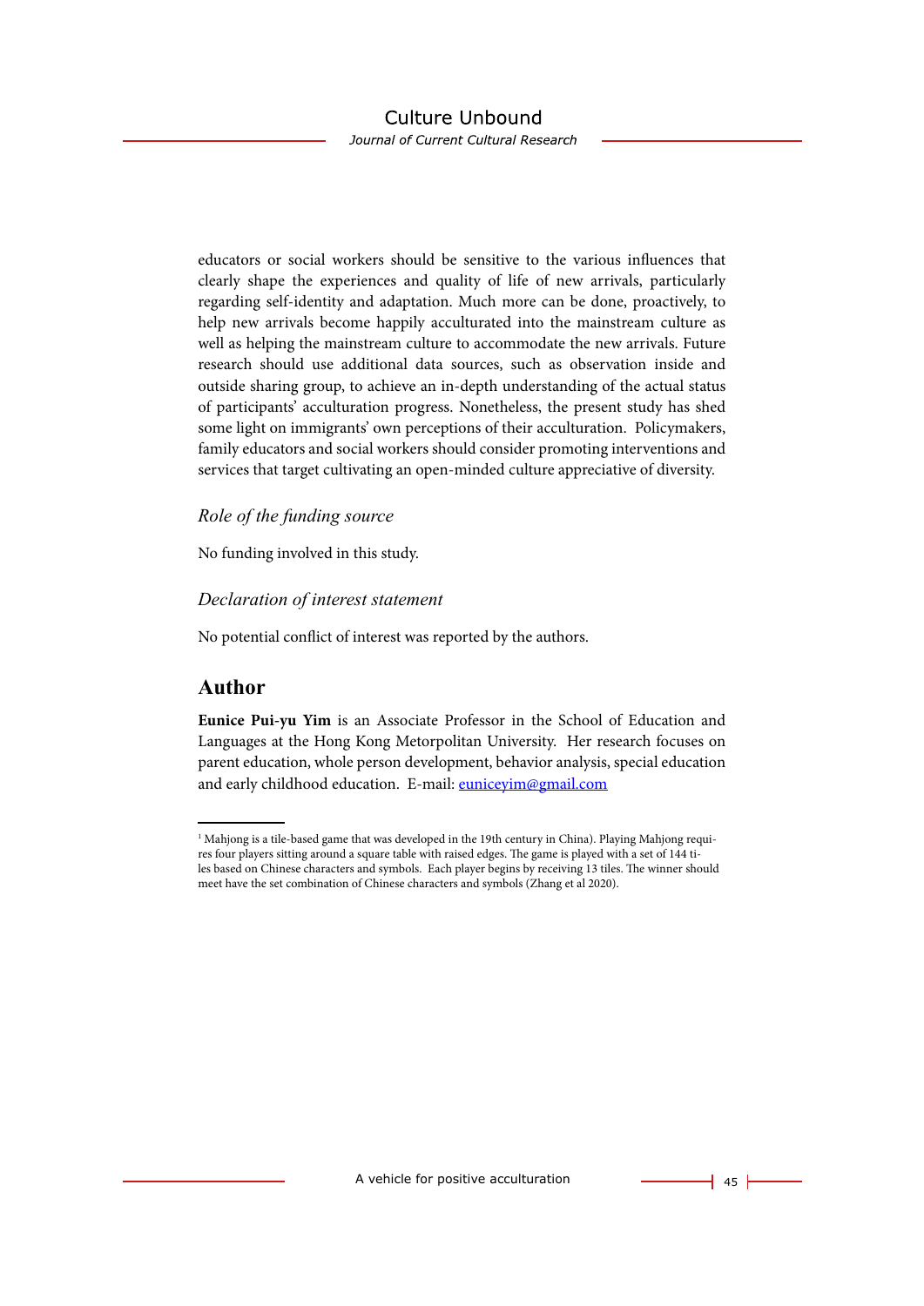educators or social workers should be sensitive to the various influences that clearly shape the experiences and quality of life of new arrivals, particularly regarding self-identity and adaptation. Much more can be done, proactively, to help new arrivals become happily acculturated into the mainstream culture as well as helping the mainstream culture to accommodate the new arrivals. Future research should use additional data sources, such as observation inside and outside sharing group, to achieve an in-depth understanding of the actual status of participants' acculturation progress. Nonetheless, the present study has shed some light on immigrants' own perceptions of their acculturation. Policymakers, family educators and social workers should consider promoting interventions and services that target cultivating an open-minded culture appreciative of diversity.

### *Role of the funding source*

No funding involved in this study.

### *Declaration of interest statement*

No potential conflict of interest was reported by the authors.

## Author

**Eunice Pui-yu Yim** is an Associate Professor in the School of Education and Languages at the Hong Kong Metorpolitan University. Her research focuses on parent education, whole person development, behavior analysis, special education and early childhood education. E-mail: euniceyim@gmail.com

---

[1] Mahjong is a tile-based game that was developed in the 19th century in China). Playing Mahjong requires four players sitting around a square table with raised edges. The game is played with a set of 144 tiles based on Chinese characters and symbols. Each player begins by receiving 13 tiles. The winner should meet have the set combination of Chinese characters and symbols (Zhang et al 2020).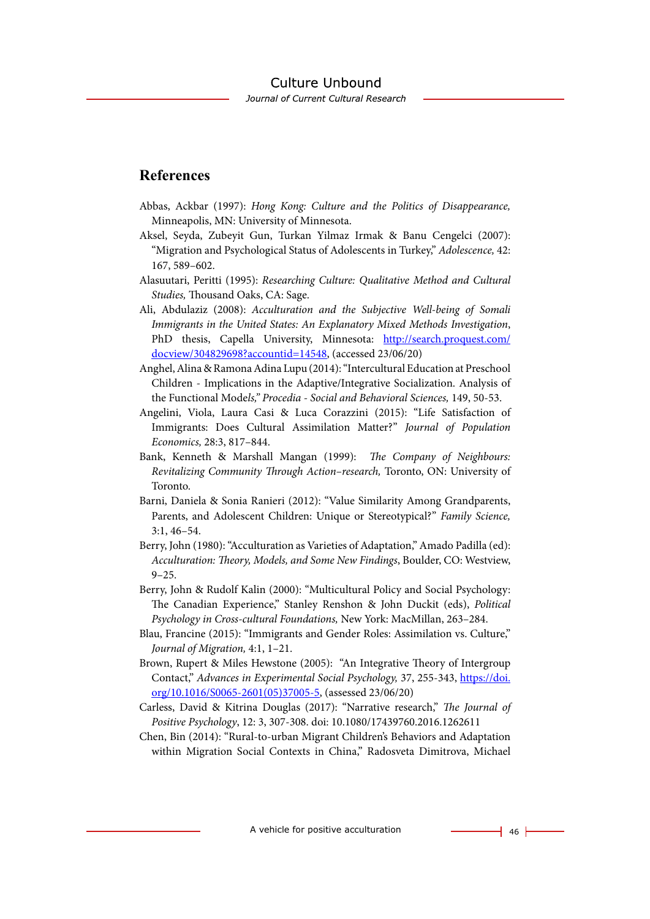## References

Abbas, Ackbar (1997): *Hong Kong: Culture and the Politics of Disappearance,* Minneapolis, MN: University of Minnesota.

Aksel, Seyda, Zubeyit Gun, Turkan Yilmaz Irmak & Banu Cengelci (2007): "Migration and Psychological Status of Adolescents in Turkey," *Adolescence,* 42: 167, 589–602.

Alasuutari, Peritti (1995): *Researching Culture: Qualitative Method and Cultural Studies,* Thousand Oaks, CA: Sage.

Ali, Abdulaziz (2008): *Acculturation and the Subjective Well-being of Somali Immigrants in the United States: An Explanatory Mixed Methods Investigation*, PhD thesis, Capella University, Minnesota: http://search.proquest.com/docview/304829698?accountid=14548, (accessed 23/06/20)

Anghel, Alina & Ramona Adina Lupu (2014): "Intercultural Education at Preschool Children - Implications in the Adaptive/Integrative Socialization. Analysis of the Functional Model*s," Procedia - Social and Behavioral Sciences,* 149, 50-53.

Angelini, Viola, Laura Casi & Luca Corazzini (2015): "Life Satisfaction of Immigrants: Does Cultural Assimilation Matter?" *Journal of Population Economics,* 28:3, 817–844.

Bank, Kenneth & Marshall Mangan (1999): *The Company of Neighbours: Revitalizing Community Through Action–research,* Toronto, ON: University of Toronto.

Barni, Daniela & Sonia Ranieri (2012): "Value Similarity Among Grandparents, Parents, and Adolescent Children: Unique or Stereotypical?" *Family Science,* 3:1, 46–54.

Berry, John (1980): "Acculturation as Varieties of Adaptation," Amado Padilla (ed): *Acculturation: Theory, Models, and Some New Findings*, Boulder, CO: Westview, 9–25.

Berry, John & Rudolf Kalin (2000): "Multicultural Policy and Social Psychology: The Canadian Experience," Stanley Renshon & John Duckit (eds), *Political Psychology in Cross-cultural Foundations,* New York: MacMillan, 263–284.

Blau, Francine (2015): "Immigrants and Gender Roles: Assimilation vs. Culture," *Journal of Migration,* 4:1, 1–21.

Brown, Rupert & Miles Hewstone (2005): "An Integrative Theory of Intergroup Contact," *Advances in Experimental Social Psychology,* 37, 255-343, https://doi.org/10.1016/S0065-2601(05)37005-5, (assessed 23/06/20)

Carless, David & Kitrina Douglas (2017): "Narrative research," *The Journal of Positive Psychology*, 12: 3, 307-308. doi: 10.1080/17439760.2016.1262611

Chen, Bin (2014): "Rural-to-urban Migrant Children's Behaviors and Adaptation within Migration Social Contexts in China," Radosveta Dimitrova, Michael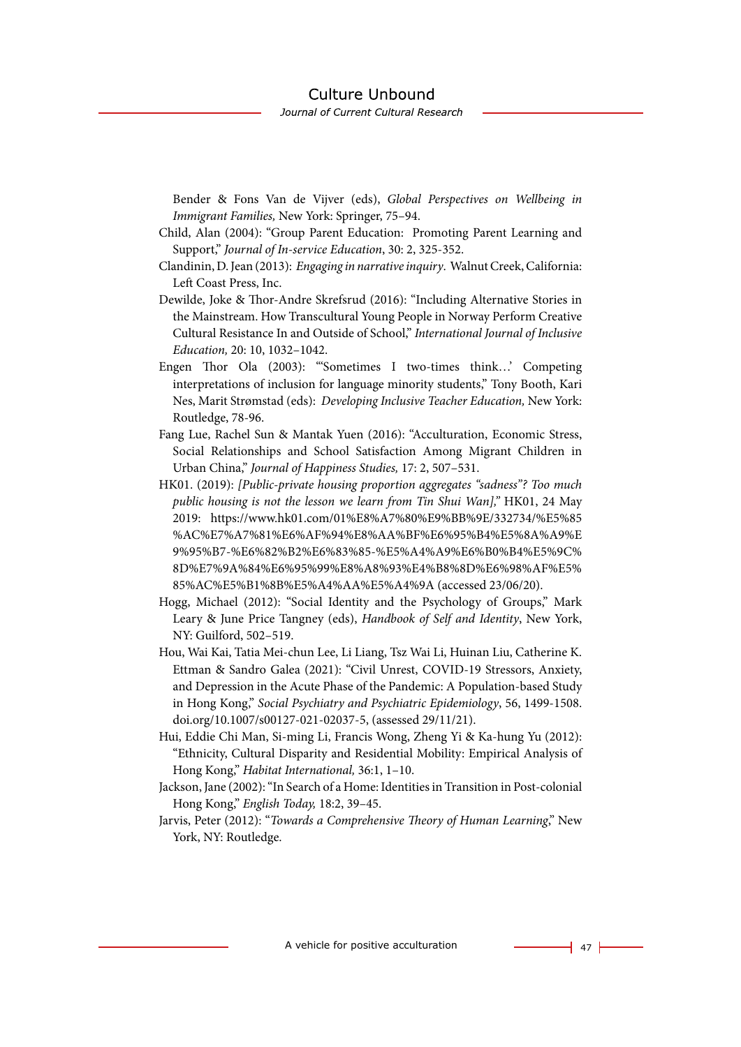Bender & Fons Van de Vijver (eds), *Global Perspectives on Wellbeing in Immigrant Families,* New York: Springer, 75–94.

Child, Alan (2004): "Group Parent Education: Promoting Parent Learning and Support," *Journal of In-service Education*, 30: 2, 325-352.

Clandinin, D. Jean (2013): *Engaging in narrative inquiry*. Walnut Creek, California: Left Coast Press, Inc.

Dewilde, Joke & Thor-Andre Skrefsrud (2016): "Including Alternative Stories in the Mainstream. How Transcultural Young People in Norway Perform Creative Cultural Resistance In and Outside of School," *International Journal of Inclusive Education,* 20: 10, 1032–1042.

Engen Thor Ola (2003): "'Sometimes I two-times think…' Competing interpretations of inclusion for language minority students," Tony Booth, Kari Nes, Marit Strømstad (eds): *Developing Inclusive Teacher Education,* New York: Routledge, 78-96.

Fang Lue, Rachel Sun & Mantak Yuen (2016): "Acculturation, Economic Stress, Social Relationships and School Satisfaction Among Migrant Children in Urban China," *Journal of Happiness Studies,* 17: 2, 507–531.

HK01. (2019): *[Public-private housing proportion aggregates "sadness"? Too much public housing is not the lesson we learn from Tin Shui Wan],"* HK01, 24 May 2019: https://www.hk01.com/01%E8%A7%80%E9%BB%9E/332734/%E5%85%AC%E7%A7%81%E6%AF%94%E8%AA%BF%E6%95%B4%E5%8A%A9%E9%95%B7-%E6%82%B2%E6%83%85-%E5%A4%A9%E6%B0%B4%E5%9C%8D%E7%9A%84%E6%95%99%E8%A8%93%E4%B8%8D%E6%98%AF%E5%85%AC%E5%B1%8B%E5%A4%AA%E5%A4%9A (accessed 23/06/20).

Hogg, Michael (2012): "Social Identity and the Psychology of Groups," Mark Leary & June Price Tangney (eds), *Handbook of Self and Identity*, New York, NY: Guilford, 502–519.

Hou, Wai Kai, Tatia Mei-chun Lee, Li Liang, Tsz Wai Li, Huinan Liu, Catherine K. Ettman & Sandro Galea (2021): "Civil Unrest, COVID-19 Stressors, Anxiety, and Depression in the Acute Phase of the Pandemic: A Population-based Study in Hong Kong," *Social Psychiatry and Psychiatric Epidemiology*, 56, 1499-1508. doi.org/10.1007/s00127-021-02037-5, (assessed 29/11/21).

Hui, Eddie Chi Man, Si-ming Li, Francis Wong, Zheng Yi & Ka-hung Yu (2012): "Ethnicity, Cultural Disparity and Residential Mobility: Empirical Analysis of Hong Kong," *Habitat International,* 36:1, 1–10.

Jackson, Jane (2002): "In Search of a Home: Identities in Transition in Post-colonial Hong Kong," *English Today,* 18:2, 39–45.

Jarvis, Peter (2012): "*Towards a Comprehensive Theory of Human Learning*," New York, NY: Routledge.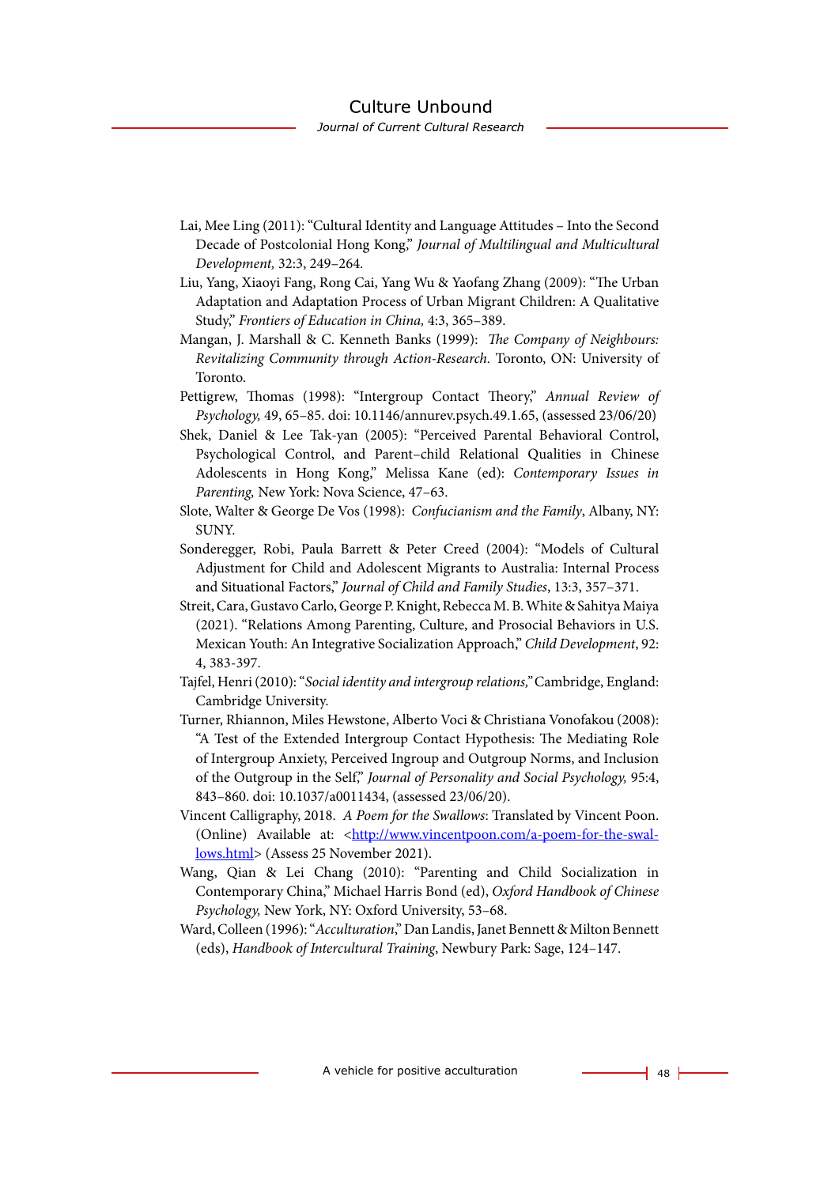Lai, Mee Ling (2011): "Cultural Identity and Language Attitudes – Into the Second Decade of Postcolonial Hong Kong," *Journal of Multilingual and Multicultural Development,* 32:3, 249–264.

Liu, Yang, Xiaoyi Fang, Rong Cai, Yang Wu & Yaofang Zhang (2009): "The Urban Adaptation and Adaptation Process of Urban Migrant Children: A Qualitative Study," *Frontiers of Education in China,* 4:3, 365–389.

Mangan, J. Marshall & C. Kenneth Banks (1999): *The Company of Neighbours: Revitalizing Community through Action-Research.* Toronto, ON: University of Toronto.

Pettigrew, Thomas (1998): "Intergroup Contact Theory," *Annual Review of Psychology,* 49, 65–85. doi: 10.1146/annurev.psych.49.1.65, (assessed 23/06/20)

Shek, Daniel & Lee Tak-yan (2005): "Perceived Parental Behavioral Control, Psychological Control, and Parent–child Relational Qualities in Chinese Adolescents in Hong Kong," Melissa Kane (ed): *Contemporary Issues in Parenting,* New York: Nova Science, 47–63.

Slote, Walter & George De Vos (1998): *Confucianism and the Family*, Albany, NY: SUNY.

Sonderegger, Robi, Paula Barrett & Peter Creed (2004): "Models of Cultural Adjustment for Child and Adolescent Migrants to Australia: Internal Process and Situational Factors," *Journal of Child and Family Studies*, 13:3, 357–371.

Streit, Cara, Gustavo Carlo, George P. Knight, Rebecca M. B. White & Sahitya Maiya (2021). "Relations Among Parenting, Culture, and Prosocial Behaviors in U.S. Mexican Youth: An Integrative Socialization Approach," *Child Development*, 92: 4, 383-397.

Tajfel, Henri (2010): "*Social identity and intergroup relations,*" Cambridge, England: Cambridge University.

Turner, Rhiannon, Miles Hewstone, Alberto Voci & Christiana Vonofakou (2008): "A Test of the Extended Intergroup Contact Hypothesis: The Mediating Role of Intergroup Anxiety, Perceived Ingroup and Outgroup Norms, and Inclusion of the Outgroup in the Self," *Journal of Personality and Social Psychology,* 95:4, 843–860. doi: 10.1037/a0011434, (assessed 23/06/20).

Vincent Calligraphy, 2018. *A Poem for the Swallows*: Translated by Vincent Poon. (Online) Available at: <http://www.vincentpoon.com/a-poem-for-the-swallows.html> (Assess 25 November 2021).

Wang, Qian & Lei Chang (2010): "Parenting and Child Socialization in Contemporary China," Michael Harris Bond (ed), *Oxford Handbook of Chinese Psychology,* New York, NY: Oxford University, 53–68.

Ward, Colleen (1996): "*Acculturation*," Dan Landis, Janet Bennett & Milton Bennett (eds), *Handbook of Intercultural Training*, Newbury Park: Sage, 124–147.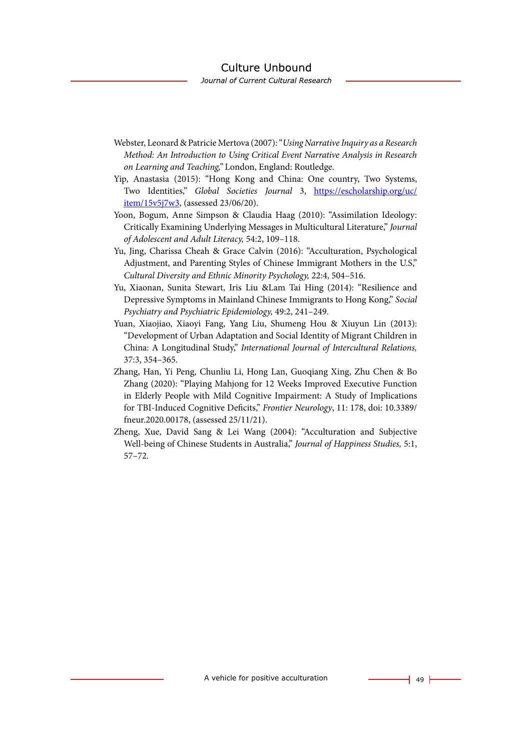Webster, Leonard & Patricie Mertova (2007): "*Using Narrative Inquiry as a Research Method: An Introduction to Using Critical Event Narrative Analysis in Research on Learning and Teaching,*" London, England: Routledge.

Yip, Anastasia (2015): "Hong Kong and China: One country, Two Systems, Two Identities," *Global Societies Journal* 3, https://escholarship.org/uc/item/15v5j7w3, (assessed 23/06/20).

Yoon, Bogum, Anne Simpson & Claudia Haag (2010): "Assimilation Ideology: Critically Examining Underlying Messages in Multicultural Literature," *Journal of Adolescent and Adult Literacy,* 54:2, 109–118.

Yu, Jing, Charissa Cheah & Grace Calvin (2016): "Acculturation, Psychological Adjustment, and Parenting Styles of Chinese Immigrant Mothers in the U.S," *Cultural Diversity and Ethnic Minority Psychology,* 22:4, 504–516.

Yu, Xiaonan, Sunita Stewart, Iris Liu &Lam Tai Hing (2014): "Resilience and Depressive Symptoms in Mainland Chinese Immigrants to Hong Kong," *Social Psychiatry and Psychiatric Epidemiology,* 49:2, 241–249.

Yuan, Xiaojiao, Xiaoyi Fang, Yang Liu, Shumeng Hou & Xiuyun Lin (2013): "Development of Urban Adaptation and Social Identity of Migrant Children in China: A Longitudinal Study," *International Journal of Intercultural Relations,* 37:3, 354–365.

Zhang, Han, Yi Peng, Chunliu Li, Hong Lan, Guoqiang Xing, Zhu Chen & Bo Zhang (2020): "Playing Mahjong for 12 Weeks Improved Executive Function in Elderly People with Mild Cognitive Impairment: A Study of Implications for TBI-Induced Cognitive Deficits," *Frontier Neurology*, 11: 178, doi: 10.3389/fneur.2020.00178, (assessed 25/11/21).

Zheng, Xue, David Sang & Lei Wang (2004): "Acculturation and Subjective Well-being of Chinese Students in Australia," *Journal of Happiness Studies,* 5:1, 57–72.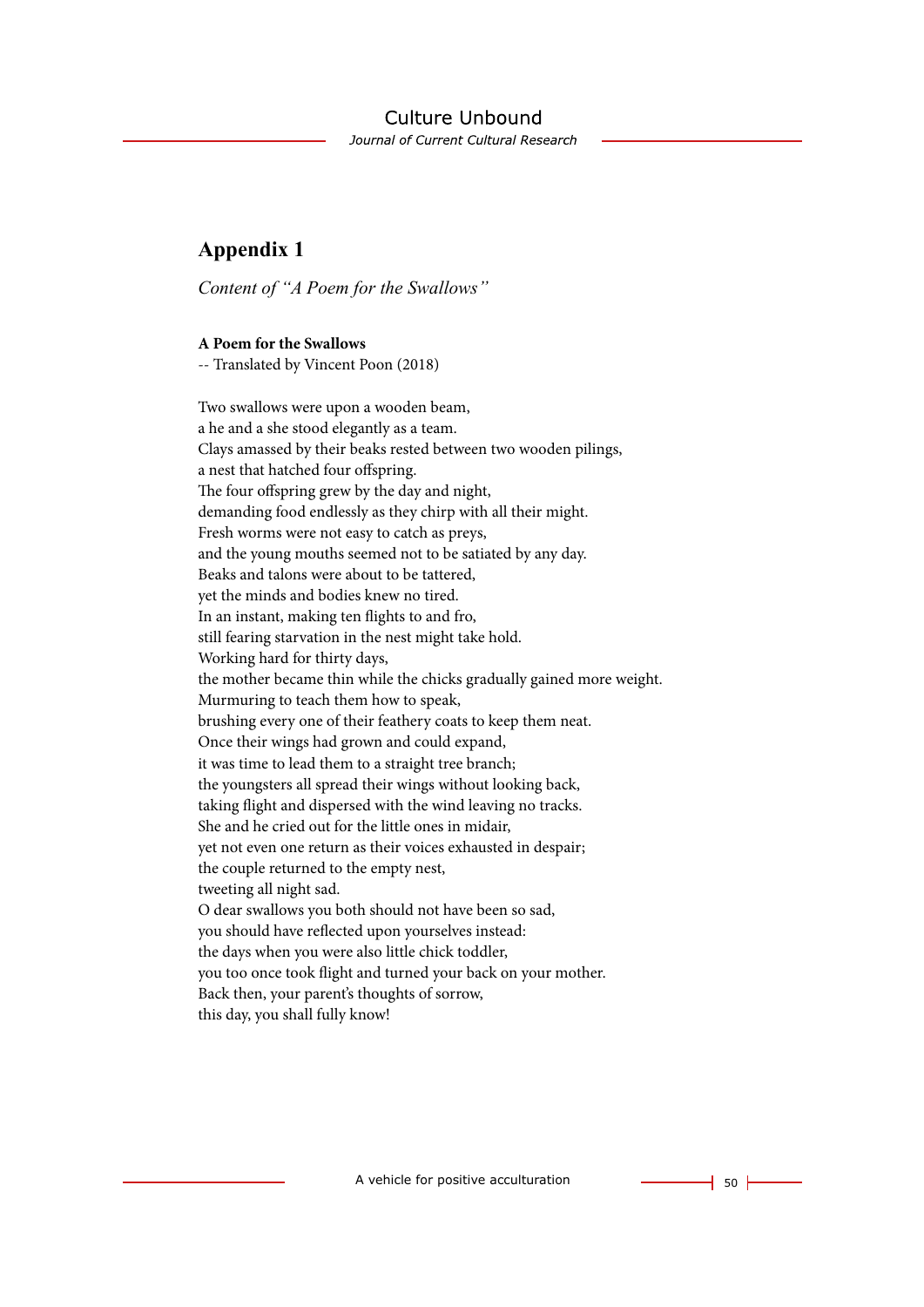## Appendix 1

*Content of "A Poem for the Swallows"*

**A Poem for the Swallows**
-- Translated by Vincent Poon (2018)

Two swallows were upon a wooden beam,
a he and a she stood elegantly as a team.
Clays amassed by their beaks rested between two wooden pilings,
a nest that hatched four offspring.
The four offspring grew by the day and night,
demanding food endlessly as they chirp with all their might.
Fresh worms were not easy to catch as preys,
and the young mouths seemed not to be satiated by any day.
Beaks and talons were about to be tattered,
yet the minds and bodies knew no tired.
In an instant, making ten flights to and fro,
still fearing starvation in the nest might take hold.
Working hard for thirty days,
the mother became thin while the chicks gradually gained more weight.
Murmuring to teach them how to speak,
brushing every one of their feathery coats to keep them neat.
Once their wings had grown and could expand,
it was time to lead them to a straight tree branch;
the youngsters all spread their wings without looking back,
taking flight and dispersed with the wind leaving no tracks.
She and he cried out for the little ones in midair,
yet not even one return as their voices exhausted in despair;
the couple returned to the empty nest,
tweeting all night sad.
O dear swallows you both should not have been so sad,
you should have reflected upon yourselves instead:
the days when you were also little chick toddler,
you too once took flight and turned your back on your mother.
Back then, your parent's thoughts of sorrow,
this day, you shall fully know!